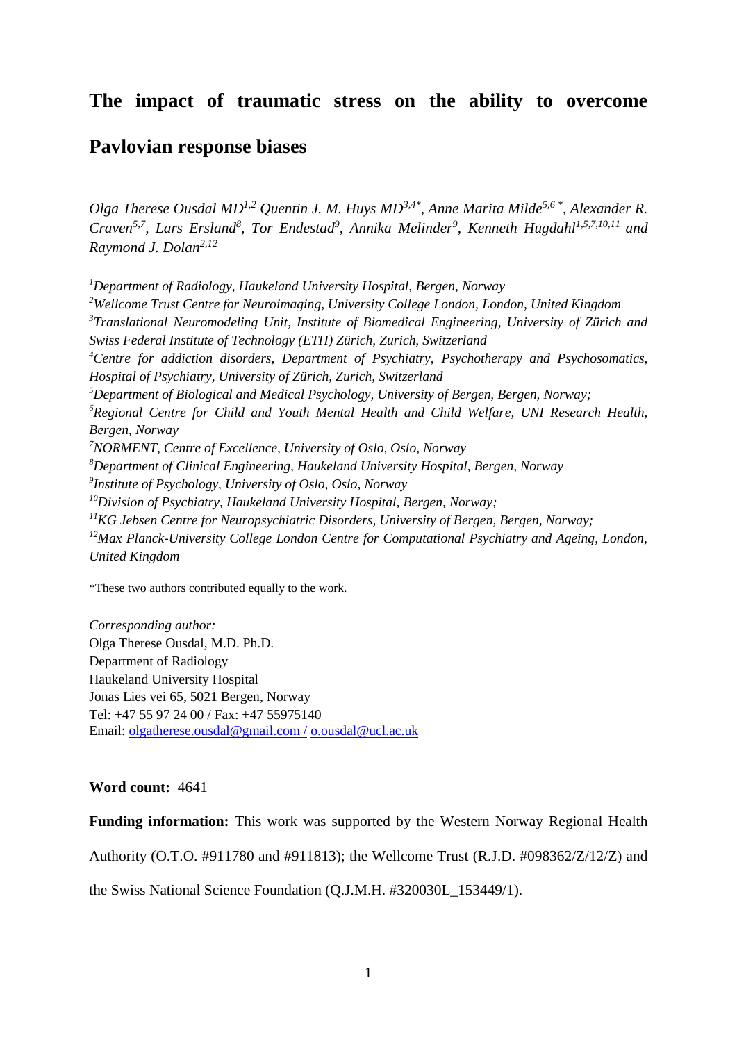# The impact of traumatic stress on the ability to overcome Pavlovian response biases

*Olga Therese Ousdal MD[1,2] Quentin J. M. Huys MD[3,4*], Anne Marita Milde[5,6 *], Alexander R. Craven[5,7], Lars Ersland[8], Tor Endestad[9], Annika Melinder[9], Kenneth Hugdahl[1,5,7,10,11] and Raymond J. Dolan[2,12]*

[1]*Department of Radiology, Haukeland University Hospital, Bergen, Norway*
[2]*Wellcome Trust Centre for Neuroimaging, University College London, London, United Kingdom*
[3]*Translational Neuromodeling Unit, Institute of Biomedical Engineering, University of Zürich and Swiss Federal Institute of Technology (ETH) Zürich, Zurich, Switzerland*
[4]*Centre for addiction disorders, Department of Psychiatry, Psychotherapy and Psychosomatics, Hospital of Psychiatry, University of Zürich, Zurich, Switzerland*
[5]*Department of Biological and Medical Psychology, University of Bergen, Bergen, Norway;*
[6]*Regional Centre for Child and Youth Mental Health and Child Welfare, UNI Research Health, Bergen, Norway*
[7]*NORMENT, Centre of Excellence, University of Oslo, Oslo, Norway*
[8]*Department of Clinical Engineering, Haukeland University Hospital, Bergen, Norway*
[9]*Institute of Psychology, University of Oslo, Oslo, Norway*
[10]*Division of Psychiatry, Haukeland University Hospital, Bergen, Norway;*
[11]*KG Jebsen Centre for Neuropsychiatric Disorders, University of Bergen, Bergen, Norway;*
[12]*Max Planck-University College London Centre for Computational Psychiatry and Ageing, London, United Kingdom*

*These two authors contributed equally to the work.

*Corresponding author:*
Olga Therese Ousdal, M.D. Ph.D.
Department of Radiology
Haukeland University Hospital
Jonas Lies vei 65, 5021 Bergen, Norway
Tel: +47 55 97 24 00 / Fax: +47 55975140
Email: olgatherese.ousdal@gmail.com / o.ousdal@ucl.ac.uk

**Word count:** 4641

**Funding information:** This work was supported by the Western Norway Regional Health Authority (O.T.O. #911780 and #911813); the Wellcome Trust (R.J.D. #098362/Z/12/Z) and the Swiss National Science Foundation (Q.J.M.H. #320030L_153449/1).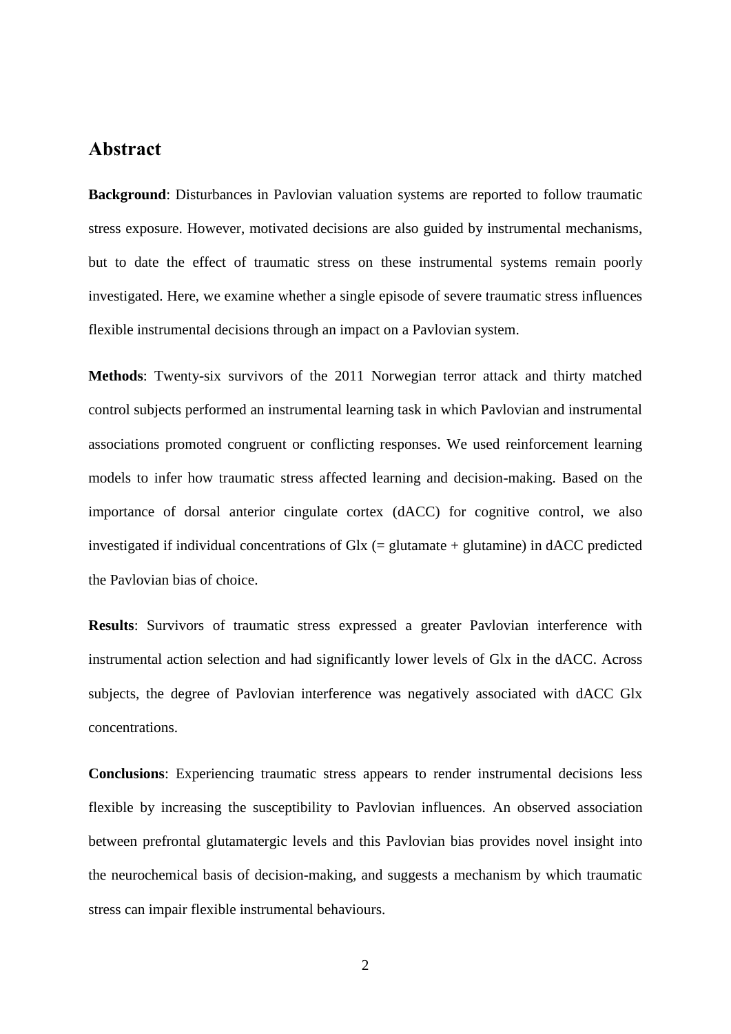## Abstract

**Background**: Disturbances in Pavlovian valuation systems are reported to follow traumatic stress exposure. However, motivated decisions are also guided by instrumental mechanisms, but to date the effect of traumatic stress on these instrumental systems remain poorly investigated. Here, we examine whether a single episode of severe traumatic stress influences flexible instrumental decisions through an impact on a Pavlovian system.

**Methods**: Twenty-six survivors of the 2011 Norwegian terror attack and thirty matched control subjects performed an instrumental learning task in which Pavlovian and instrumental associations promoted congruent or conflicting responses. We used reinforcement learning models to infer how traumatic stress affected learning and decision-making. Based on the importance of dorsal anterior cingulate cortex (dACC) for cognitive control, we also investigated if individual concentrations of Glx (= glutamate + glutamine) in dACC predicted the Pavlovian bias of choice.

**Results**: Survivors of traumatic stress expressed a greater Pavlovian interference with instrumental action selection and had significantly lower levels of Glx in the dACC. Across subjects, the degree of Pavlovian interference was negatively associated with dACC Glx concentrations.

**Conclusions**: Experiencing traumatic stress appears to render instrumental decisions less flexible by increasing the susceptibility to Pavlovian influences. An observed association between prefrontal glutamatergic levels and this Pavlovian bias provides novel insight into the neurochemical basis of decision-making, and suggests a mechanism by which traumatic stress can impair flexible instrumental behaviours.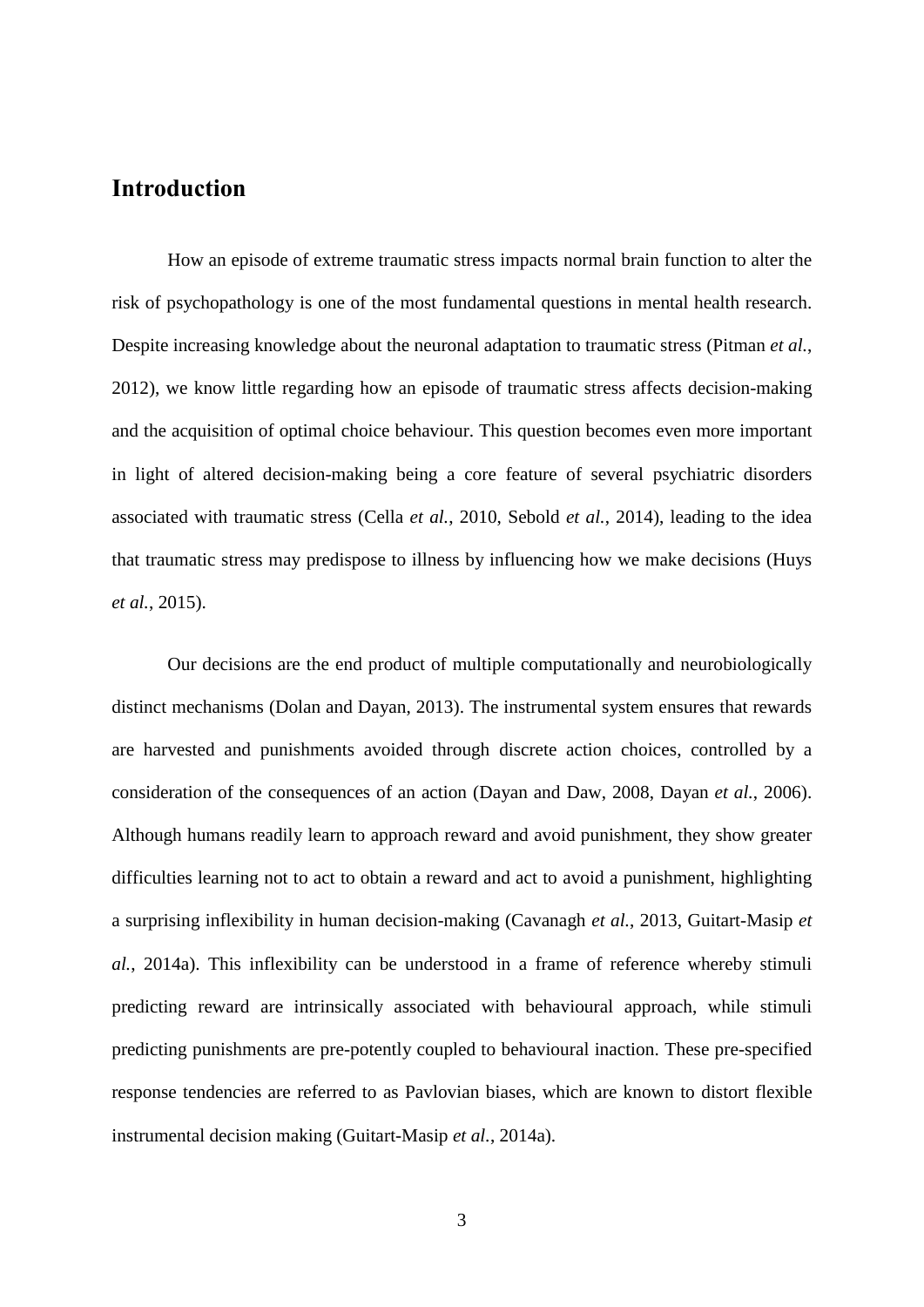## Introduction

How an episode of extreme traumatic stress impacts normal brain function to alter the risk of psychopathology is one of the most fundamental questions in mental health research. Despite increasing knowledge about the neuronal adaptation to traumatic stress (Pitman *et al.*, 2012), we know little regarding how an episode of traumatic stress affects decision-making and the acquisition of optimal choice behaviour. This question becomes even more important in light of altered decision-making being a core feature of several psychiatric disorders associated with traumatic stress (Cella *et al.*, 2010, Sebold *et al.*, 2014), leading to the idea that traumatic stress may predispose to illness by influencing how we make decisions (Huys *et al.*, 2015).

Our decisions are the end product of multiple computationally and neurobiologically distinct mechanisms (Dolan and Dayan, 2013). The instrumental system ensures that rewards are harvested and punishments avoided through discrete action choices, controlled by a consideration of the consequences of an action (Dayan and Daw, 2008, Dayan *et al.*, 2006). Although humans readily learn to approach reward and avoid punishment, they show greater difficulties learning not to act to obtain a reward and act to avoid a punishment, highlighting a surprising inflexibility in human decision-making (Cavanagh *et al.*, 2013, Guitart-Masip *et al.*, 2014a). This inflexibility can be understood in a frame of reference whereby stimuli predicting reward are intrinsically associated with behavioural approach, while stimuli predicting punishments are pre-potently coupled to behavioural inaction. These pre-specified response tendencies are referred to as Pavlovian biases, which are known to distort flexible instrumental decision making (Guitart-Masip *et al.*, 2014a).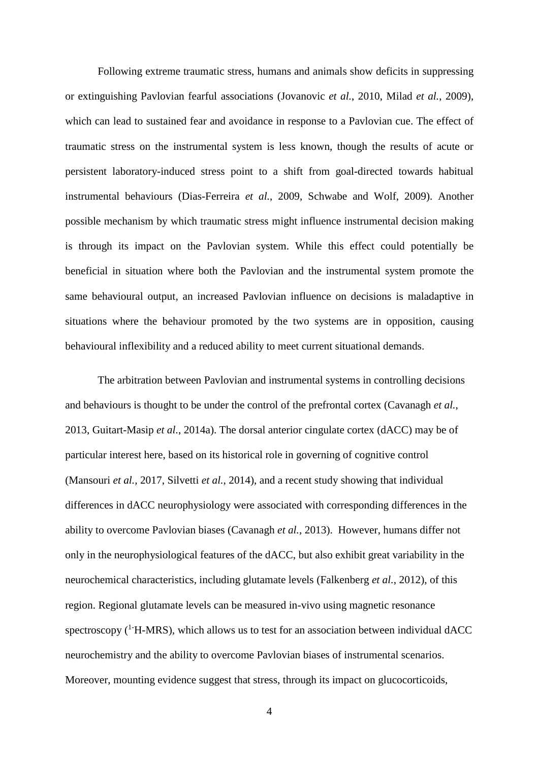Following extreme traumatic stress, humans and animals show deficits in suppressing or extinguishing Pavlovian fearful associations (Jovanovic *et al.*, 2010, Milad *et al.*, 2009), which can lead to sustained fear and avoidance in response to a Pavlovian cue. The effect of traumatic stress on the instrumental system is less known, though the results of acute or persistent laboratory-induced stress point to a shift from goal-directed towards habitual instrumental behaviours (Dias-Ferreira *et al.*, 2009, Schwabe and Wolf, 2009). Another possible mechanism by which traumatic stress might influence instrumental decision making is through its impact on the Pavlovian system. While this effect could potentially be beneficial in situation where both the Pavlovian and the instrumental system promote the same behavioural output, an increased Pavlovian influence on decisions is maladaptive in situations where the behaviour promoted by the two systems are in opposition, causing behavioural inflexibility and a reduced ability to meet current situational demands.

The arbitration between Pavlovian and instrumental systems in controlling decisions and behaviours is thought to be under the control of the prefrontal cortex (Cavanagh *et al.*, 2013, Guitart-Masip *et al.*, 2014a). The dorsal anterior cingulate cortex (dACC) may be of particular interest here, based on its historical role in governing of cognitive control (Mansouri *et al.*, 2017, Silvetti *et al.*, 2014), and a recent study showing that individual differences in dACC neurophysiology were associated with corresponding differences in the ability to overcome Pavlovian biases (Cavanagh *et al.*, 2013). However, humans differ not only in the neurophysiological features of the dACC, but also exhibit great variability in the neurochemical characteristics, including glutamate levels (Falkenberg *et al.*, 2012), of this region. Regional glutamate levels can be measured in-vivo using magnetic resonance spectroscopy ($^{1}$H-MRS), which allows us to test for an association between individual dACC neurochemistry and the ability to overcome Pavlovian biases of instrumental scenarios. Moreover, mounting evidence suggest that stress, through its impact on glucocorticoids,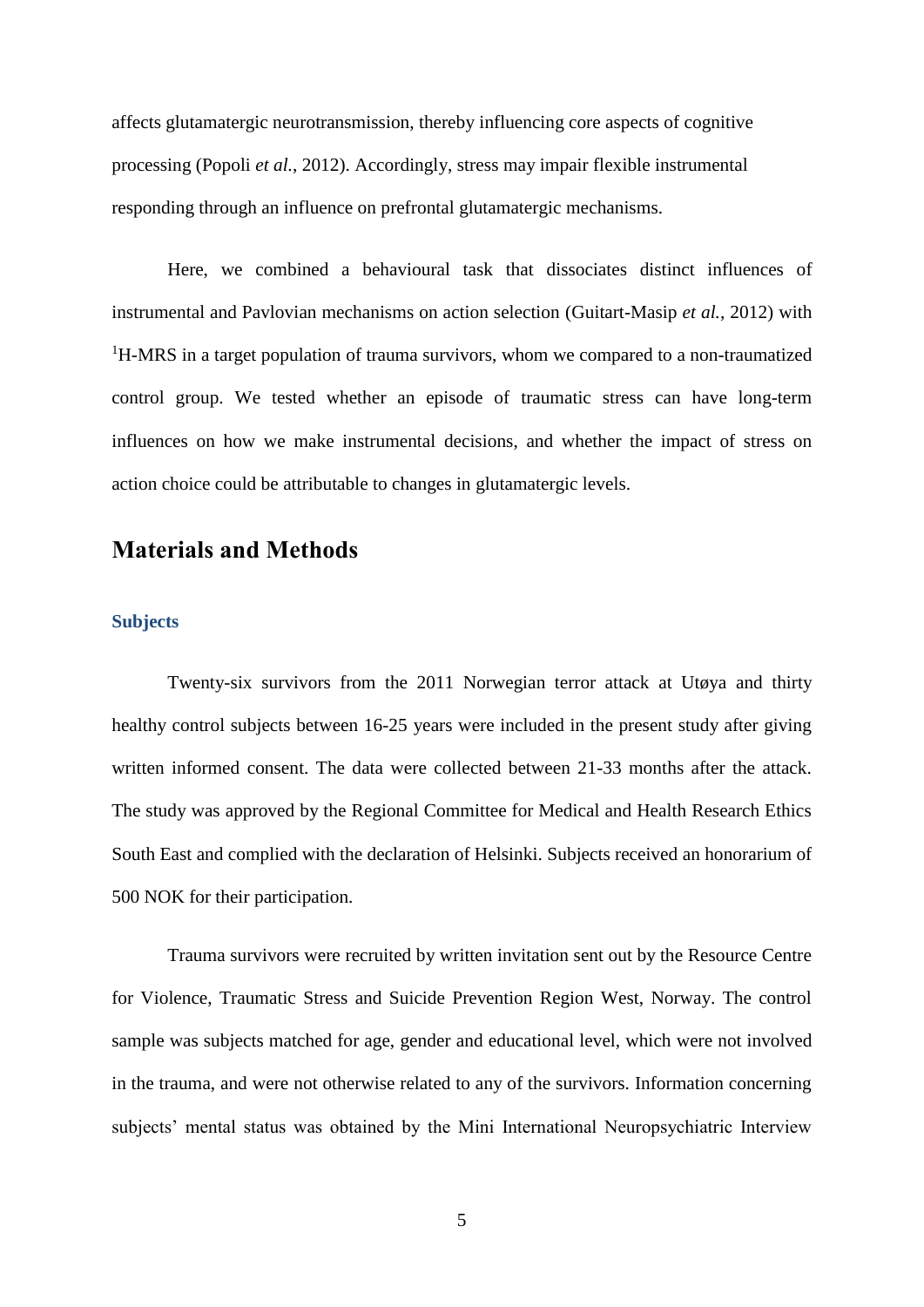affects glutamatergic neurotransmission, thereby influencing core aspects of cognitive processing (Popoli *et al.*, 2012). Accordingly, stress may impair flexible instrumental responding through an influence on prefrontal glutamatergic mechanisms.

Here, we combined a behavioural task that dissociates distinct influences of instrumental and Pavlovian mechanisms on action selection (Guitart-Masip *et al.*, 2012) with $^1$H-MRS in a target population of trauma survivors, whom we compared to a non-traumatized control group. We tested whether an episode of traumatic stress can have long-term influences on how we make instrumental decisions, and whether the impact of stress on action choice could be attributable to changes in glutamatergic levels.

## Materials and Methods

### Subjects

Twenty-six survivors from the 2011 Norwegian terror attack at Utøya and thirty healthy control subjects between 16-25 years were included in the present study after giving written informed consent. The data were collected between 21-33 months after the attack. The study was approved by the Regional Committee for Medical and Health Research Ethics South East and complied with the declaration of Helsinki. Subjects received an honorarium of 500 NOK for their participation.

Trauma survivors were recruited by written invitation sent out by the Resource Centre for Violence, Traumatic Stress and Suicide Prevention Region West, Norway. The control sample was subjects matched for age, gender and educational level, which were not involved in the trauma, and were not otherwise related to any of the survivors. Information concerning subjects' mental status was obtained by the Mini International Neuropsychiatric Interview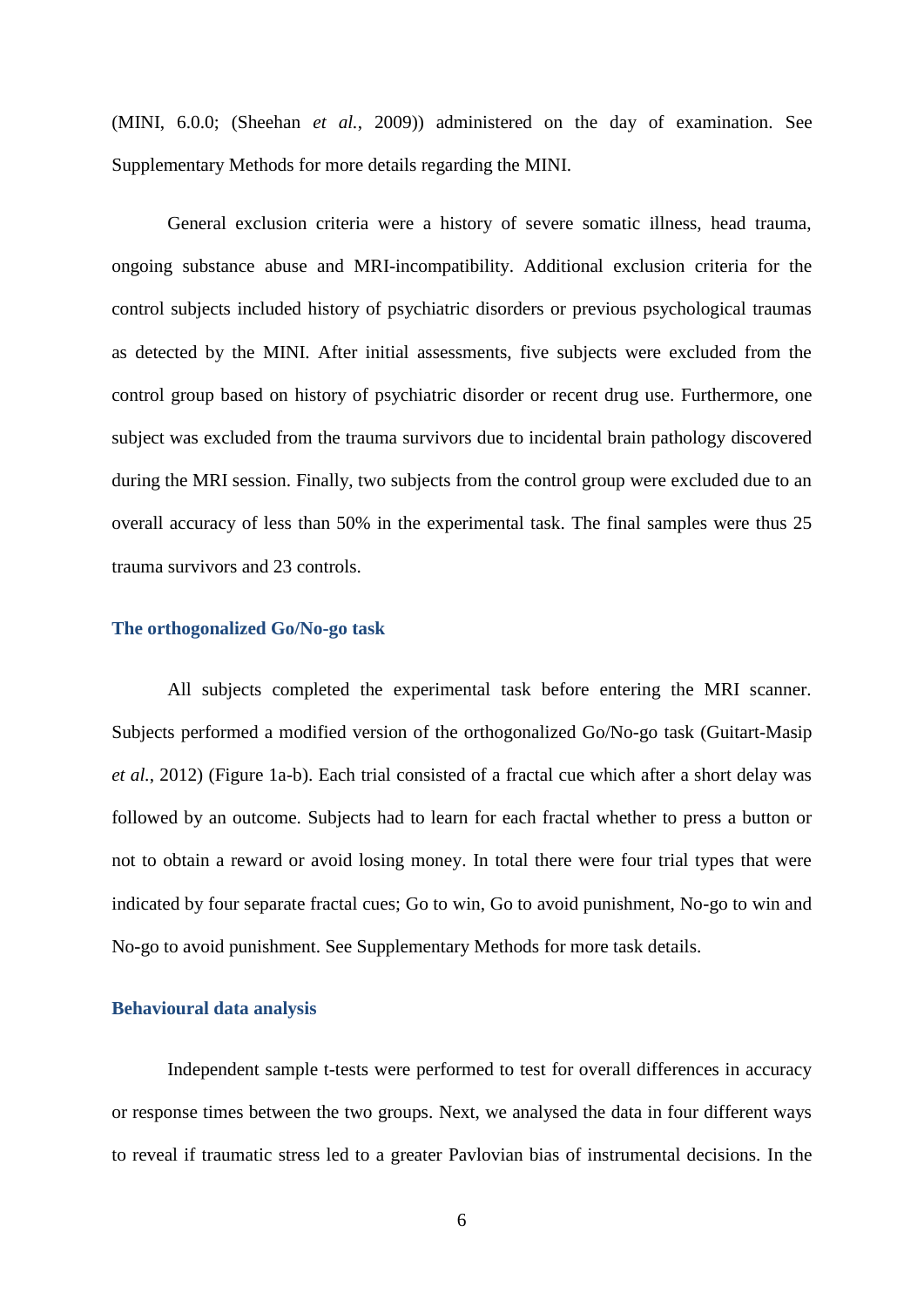(MINI, 6.0.0; (Sheehan *et al.*, 2009)) administered on the day of examination. See Supplementary Methods for more details regarding the MINI.

General exclusion criteria were a history of severe somatic illness, head trauma, ongoing substance abuse and MRI-incompatibility. Additional exclusion criteria for the control subjects included history of psychiatric disorders or previous psychological traumas as detected by the MINI. After initial assessments, five subjects were excluded from the control group based on history of psychiatric disorder or recent drug use. Furthermore, one subject was excluded from the trauma survivors due to incidental brain pathology discovered during the MRI session. Finally, two subjects from the control group were excluded due to an overall accuracy of less than 50% in the experimental task. The final samples were thus 25 trauma survivors and 23 controls.

### The orthogonalized Go/No-go task

All subjects completed the experimental task before entering the MRI scanner. Subjects performed a modified version of the orthogonalized Go/No-go task (Guitart-Masip *et al.*, 2012) (Figure 1a-b). Each trial consisted of a fractal cue which after a short delay was followed by an outcome. Subjects had to learn for each fractal whether to press a button or not to obtain a reward or avoid losing money. In total there were four trial types that were indicated by four separate fractal cues; Go to win, Go to avoid punishment, No-go to win and No-go to avoid punishment. See Supplementary Methods for more task details.

### Behavioural data analysis

Independent sample t-tests were performed to test for overall differences in accuracy or response times between the two groups. Next, we analysed the data in four different ways to reveal if traumatic stress led to a greater Pavlovian bias of instrumental decisions. In the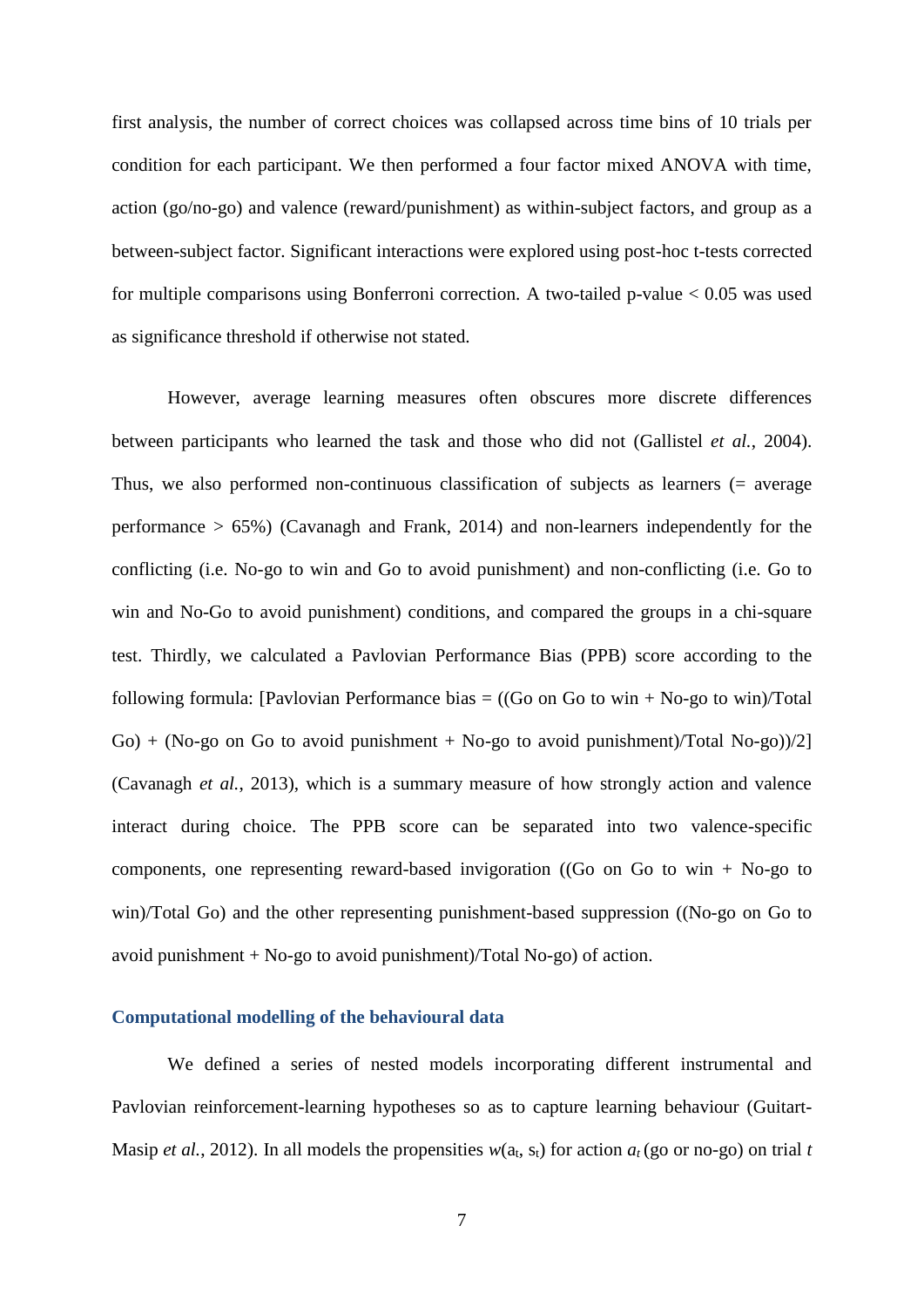first analysis, the number of correct choices was collapsed across time bins of 10 trials per condition for each participant. We then performed a four factor mixed ANOVA with time, action (go/no-go) and valence (reward/punishment) as within-subject factors, and group as a between-subject factor. Significant interactions were explored using post-hoc t-tests corrected for multiple comparisons using Bonferroni correction. A two-tailed p-value < 0.05 was used as significance threshold if otherwise not stated.

However, average learning measures often obscures more discrete differences between participants who learned the task and those who did not (Gallistel *et al.*, 2004). Thus, we also performed non-continuous classification of subjects as learners (= average performance > 65%) (Cavanagh and Frank, 2014) and non-learners independently for the conflicting (i.e. No-go to win and Go to avoid punishment) and non-conflicting (i.e. Go to win and No-Go to avoid punishment) conditions, and compared the groups in a chi-square test. Thirdly, we calculated a Pavlovian Performance Bias (PPB) score according to the following formula: [Pavlovian Performance bias = ((Go on Go to win + No-go to win)/Total Go) + (No-go on Go to avoid punishment + No-go to avoid punishment)/Total No-go))/2] (Cavanagh *et al.*, 2013), which is a summary measure of how strongly action and valence interact during choice. The PPB score can be separated into two valence-specific components, one representing reward-based invigoration ((Go on Go to win + No-go to win)/Total Go) and the other representing punishment-based suppression ((No-go on Go to avoid punishment + No-go to avoid punishment)/Total No-go) of action.

### Computational modelling of the behavioural data

We defined a series of nested models incorporating different instrumental and Pavlovian reinforcement-learning hypotheses so as to capture learning behaviour (Guitart-Masip *et al.*, 2012). In all models the propensities $w(a_t, s_t)$ for action $a_t$ (go or no-go) on trial $t$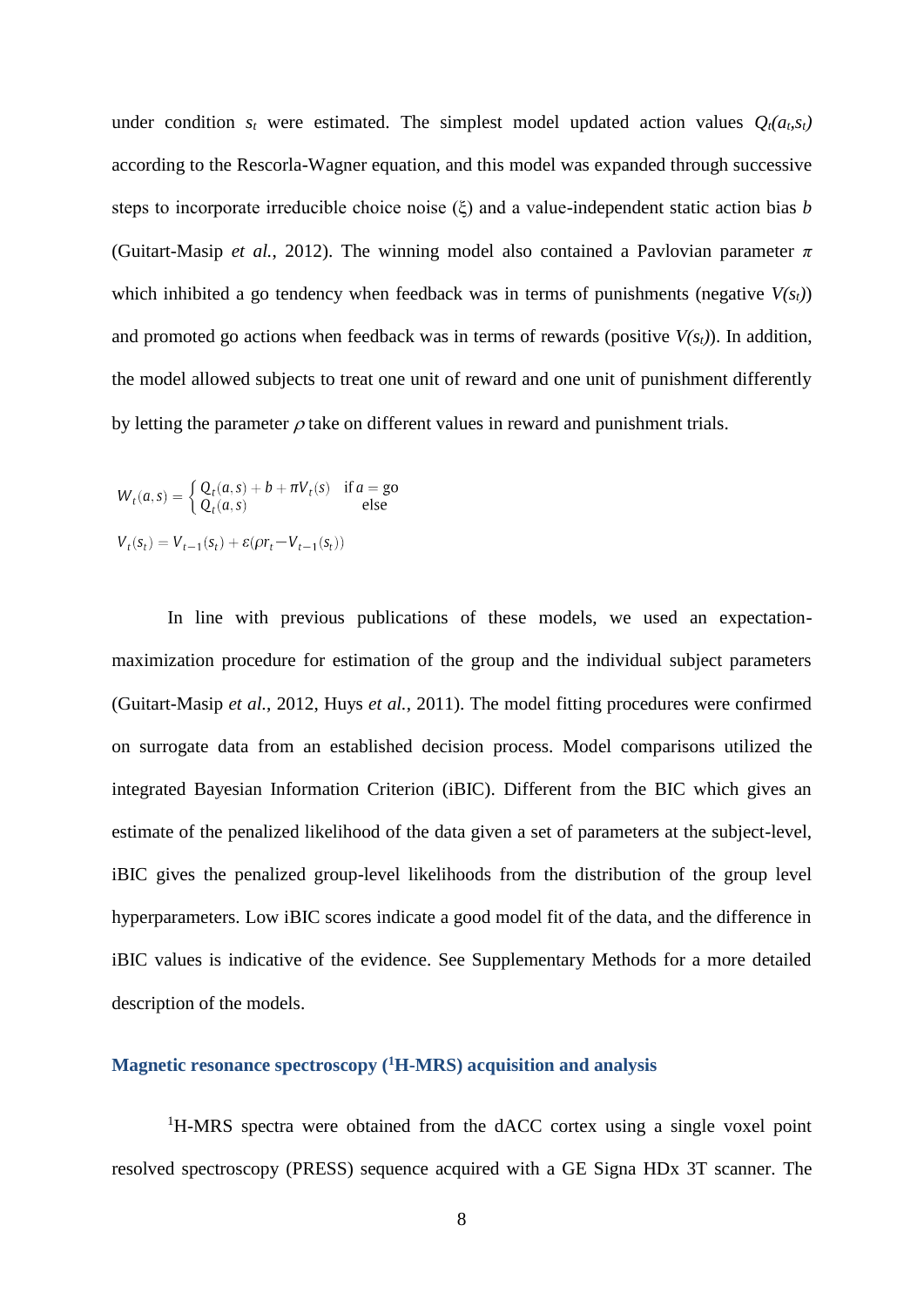under condition $s_t$ were estimated. The simplest model updated action values $Q_t(a_t,s_t)$ according to the Rescorla-Wagner equation, and this model was expanded through successive steps to incorporate irreducible choice noise ($\xi$) and a value-independent static action bias $b$ (Guitart-Masip *et al.*, 2012). The winning model also contained a Pavlovian parameter $\pi$ which inhibited a go tendency when feedback was in terms of punishments (negative $V(s_t)$) and promoted go actions when feedback was in terms of rewards (positive $V(s_t)$). In addition, the model allowed subjects to treat one unit of reward and one unit of punishment differently by letting the parameter $\rho$ take on different values in reward and punishment trials.

$$W_t(a,s) = \begin{cases} Q_t(a,s) + b + \pi V_t(s) & \text{if } a = \text{go} \\ Q_t(a,s) & \text{else} \end{cases}$$

$$V_t(s_t) = V_{t-1}(s_t) + \varepsilon(\rho r_t - V_{t-1}(s_t))$$

In line with previous publications of these models, we used an expectation-maximization procedure for estimation of the group and the individual subject parameters (Guitart-Masip *et al.*, 2012, Huys *et al.*, 2011). The model fitting procedures were confirmed on surrogate data from an established decision process. Model comparisons utilized the integrated Bayesian Information Criterion (iBIC). Different from the BIC which gives an estimate of the penalized likelihood of the data given a set of parameters at the subject-level, iBIC gives the penalized group-level likelihoods from the distribution of the group level hyperparameters. Low iBIC scores indicate a good model fit of the data, and the difference in iBIC values is indicative of the evidence. See Supplementary Methods for a more detailed description of the models.

## Magnetic resonance spectroscopy ($^1$H-MRS) acquisition and analysis

$^1$H-MRS spectra were obtained from the dACC cortex using a single voxel point resolved spectroscopy (PRESS) sequence acquired with a GE Signa HDx 3T scanner. The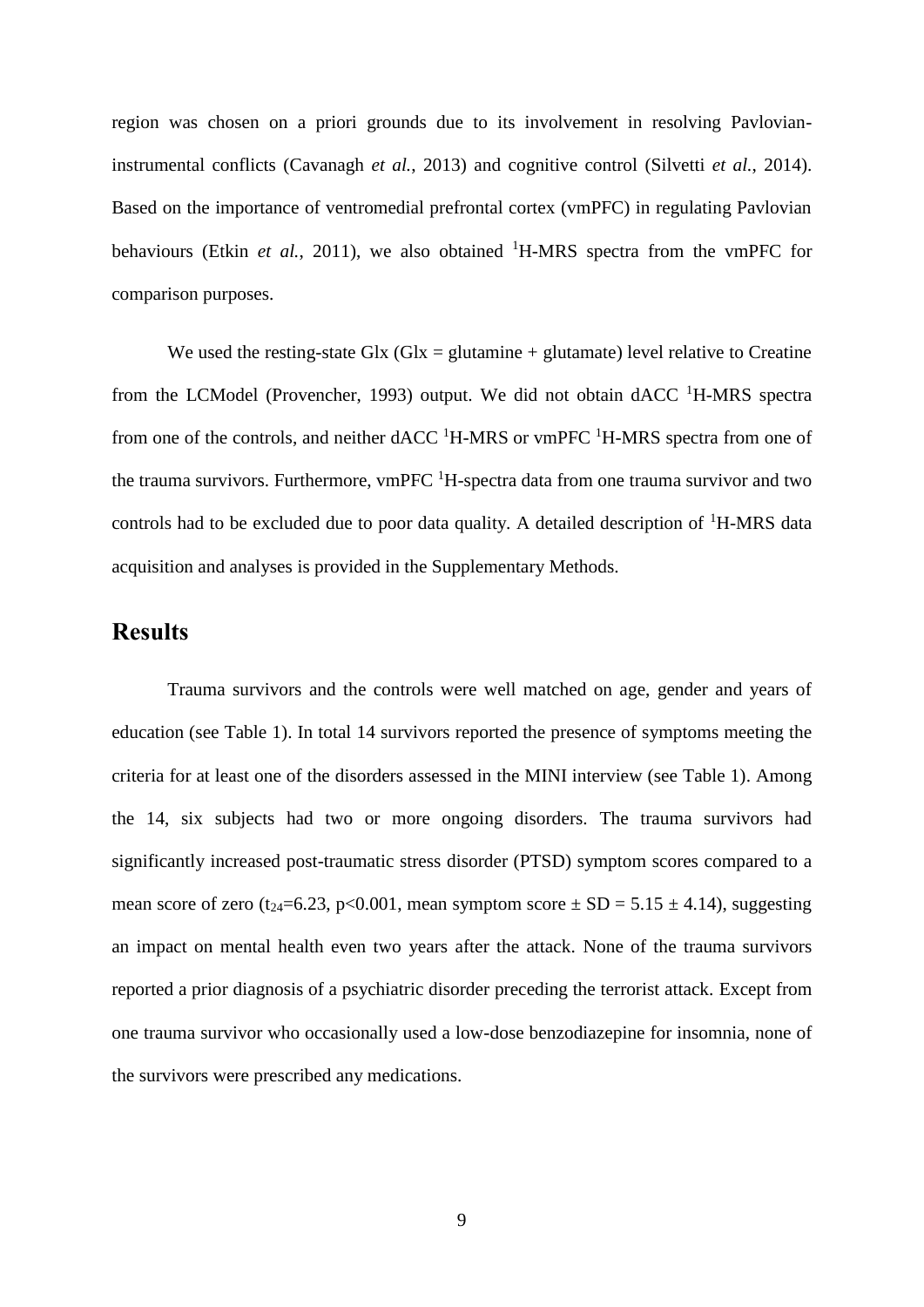region was chosen on a priori grounds due to its involvement in resolving Pavlovian-instrumental conflicts (Cavanagh *et al.*, 2013) and cognitive control (Silvetti *et al.*, 2014). Based on the importance of ventromedial prefrontal cortex (vmPFC) in regulating Pavlovian behaviours (Etkin *et al.*, 2011), we also obtained $^{1}$H-MRS spectra from the vmPFC for comparison purposes.

We used the resting-state Glx (Glx = glutamine + glutamate) level relative to Creatine from the LCModel (Provencher, 1993) output. We did not obtain dACC $^{1}$H-MRS spectra from one of the controls, and neither dACC $^{1}$H-MRS or vmPFC $^{1}$H-MRS spectra from one of the trauma survivors. Furthermore, vmPFC $^{1}$H-spectra data from one trauma survivor and two controls had to be excluded due to poor data quality. A detailed description of $^{1}$H-MRS data acquisition and analyses is provided in the Supplementary Methods.

## Results

Trauma survivors and the controls were well matched on age, gender and years of education (see Table 1). In total 14 survivors reported the presence of symptoms meeting the criteria for at least one of the disorders assessed in the MINI interview (see Table 1). Among the 14, six subjects had two or more ongoing disorders. The trauma survivors had significantly increased post-traumatic stress disorder (PTSD) symptom scores compared to a mean score of zero ($t_{24}$=6.23, p<0.001, mean symptom score ± SD = 5.15 ± 4.14), suggesting an impact on mental health even two years after the attack. None of the trauma survivors reported a prior diagnosis of a psychiatric disorder preceding the terrorist attack. Except from one trauma survivor who occasionally used a low-dose benzodiazepine for insomnia, none of the survivors were prescribed any medications.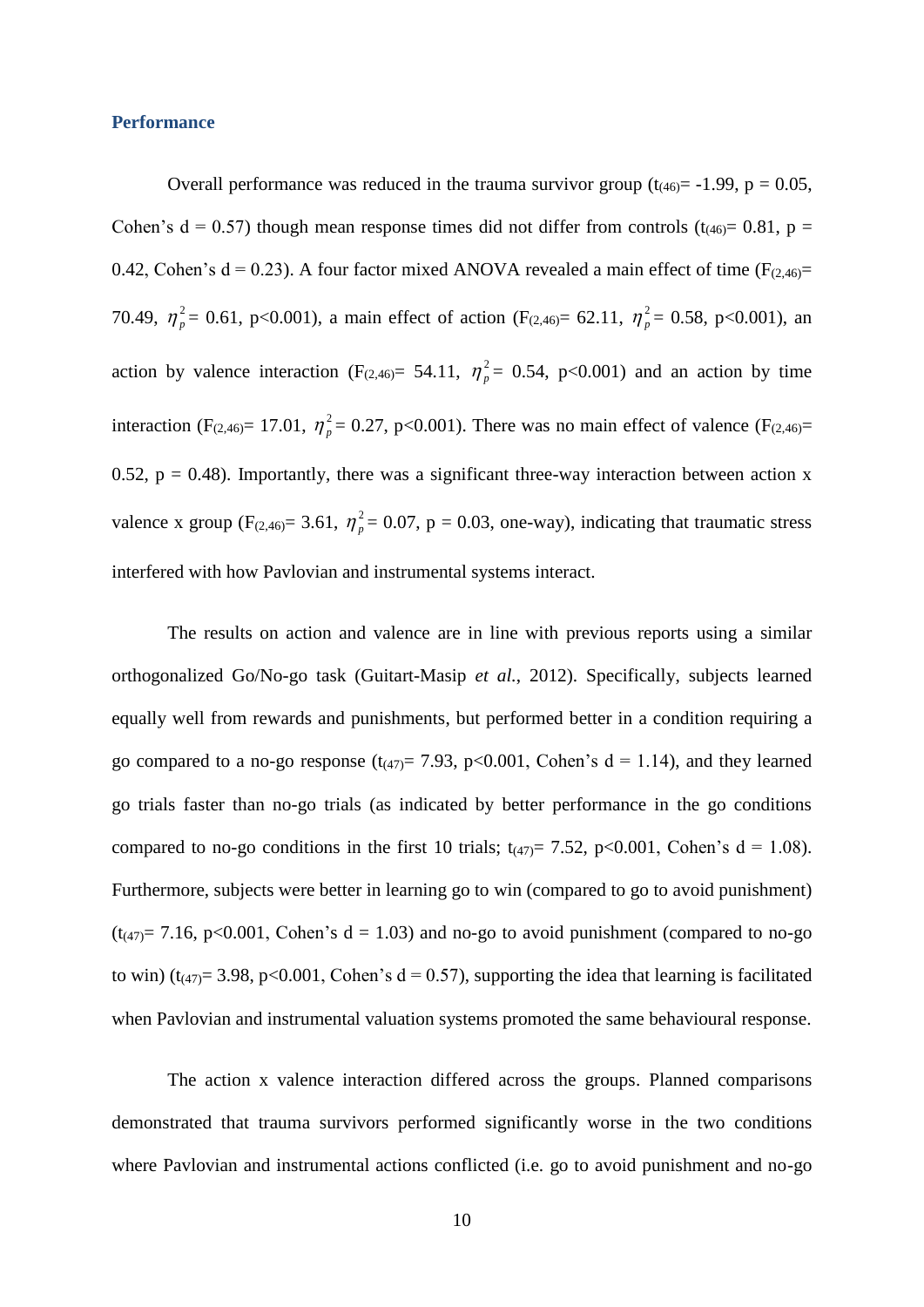### Performance

Overall performance was reduced in the trauma survivor group ($t_{(46)}$= -1.99, p = 0.05, Cohen's d = 0.57) though mean response times did not differ from controls ($t_{(46)}$= 0.81, p = 0.42, Cohen's d = 0.23). A four factor mixed ANOVA revealed a main effect of time ($F_{(2,46)}$= 70.49, $\eta_p^2$= 0.61, p<0.001), a main effect of action ($F_{(2,46)}$= 62.11, $\eta_p^2$= 0.58, p<0.001), an action by valence interaction ($F_{(2,46)}$= 54.11, $\eta_p^2$= 0.54, p<0.001) and an action by time interaction ($F_{(2,46)}$= 17.01, $\eta_p^2$= 0.27, p<0.001). There was no main effect of valence ($F_{(2,46)}$= 0.52, p = 0.48). Importantly, there was a significant three-way interaction between action x valence x group ($F_{(2,46)}$= 3.61, $\eta_p^2$= 0.07, p = 0.03, one-way), indicating that traumatic stress interfered with how Pavlovian and instrumental systems interact.

The results on action and valence are in line with previous reports using a similar orthogonalized Go/No-go task (Guitart-Masip *et al.*, 2012). Specifically, subjects learned equally well from rewards and punishments, but performed better in a condition requiring a go compared to a no-go response ($t_{(47)}$= 7.93, p<0.001, Cohen's d = 1.14), and they learned go trials faster than no-go trials (as indicated by better performance in the go conditions compared to no-go conditions in the first 10 trials; $t_{(47)}$= 7.52, p<0.001, Cohen's d = 1.08). Furthermore, subjects were better in learning go to win (compared to go to avoid punishment) ($t_{(47)}$= 7.16, p<0.001, Cohen's d = 1.03) and no-go to avoid punishment (compared to no-go to win) ($t_{(47)}$= 3.98, p<0.001, Cohen's d = 0.57), supporting the idea that learning is facilitated when Pavlovian and instrumental valuation systems promoted the same behavioural response.

The action x valence interaction differed across the groups. Planned comparisons demonstrated that trauma survivors performed significantly worse in the two conditions where Pavlovian and instrumental actions conflicted (i.e. go to avoid punishment and no-go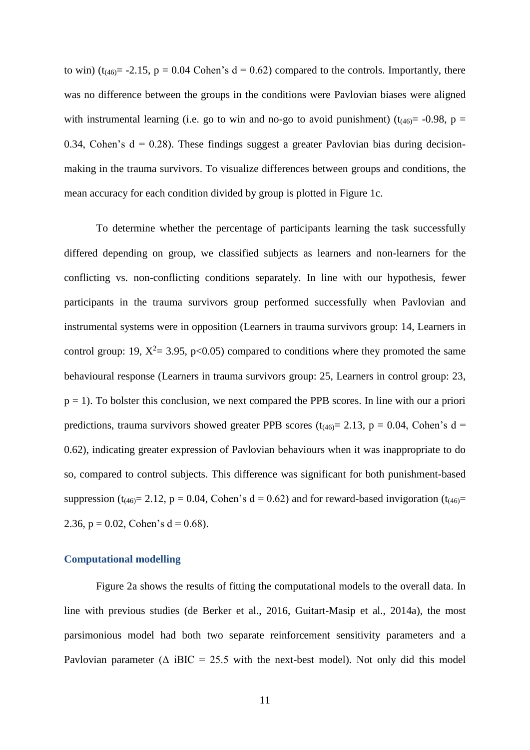to win) ($t_{(46)}$= -2.15, p = 0.04 Cohen's d = 0.62) compared to the controls. Importantly, there was no difference between the groups in the conditions were Pavlovian biases were aligned with instrumental learning (i.e. go to win and no-go to avoid punishment) ($t_{(46)}$= -0.98, p = 0.34, Cohen's d = 0.28). These findings suggest a greater Pavlovian bias during decision-making in the trauma survivors. To visualize differences between groups and conditions, the mean accuracy for each condition divided by group is plotted in Figure 1c.

To determine whether the percentage of participants learning the task successfully differed depending on group, we classified subjects as learners and non-learners for the conflicting vs. non-conflicting conditions separately. In line with our hypothesis, fewer participants in the trauma survivors group performed successfully when Pavlovian and instrumental systems were in opposition (Learners in trauma survivors group: 14, Learners in control group: 19, $X^2$= 3.95, p<0.05) compared to conditions where they promoted the same behavioural response (Learners in trauma survivors group: 25, Learners in control group: 23, p = 1). To bolster this conclusion, we next compared the PPB scores. In line with our a priori predictions, trauma survivors showed greater PPB scores ($t_{(46)}$= 2.13, p = 0.04, Cohen's d = 0.62), indicating greater expression of Pavlovian behaviours when it was inappropriate to do so, compared to control subjects. This difference was significant for both punishment-based suppression ($t_{(46)}$= 2.12, p = 0.04, Cohen's d = 0.62) and for reward-based invigoration ($t_{(46)}$= 2.36, p = 0.02, Cohen's d = 0.68).

### Computational modelling

Figure 2a shows the results of fitting the computational models to the overall data. In line with previous studies (de Berker et al., 2016, Guitart-Masip et al., 2014a), the most parsimonious model had both two separate reinforcement sensitivity parameters and a Pavlovian parameter (Δ iBIC = 25.5 with the next-best model). Not only did this model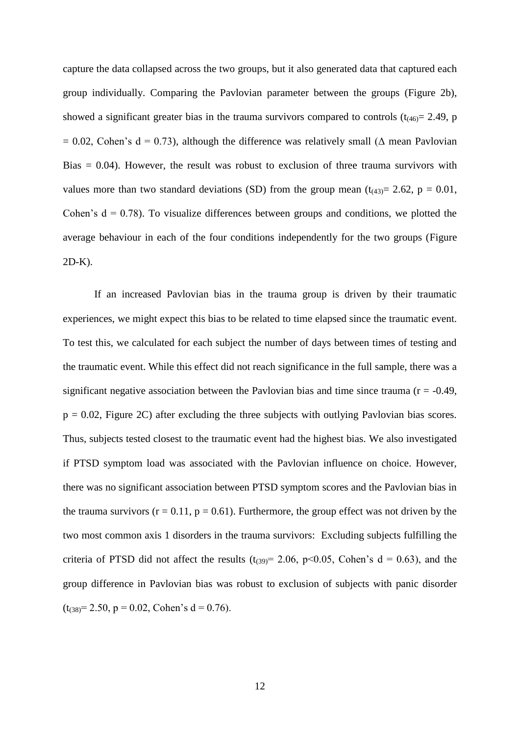capture the data collapsed across the two groups, but it also generated data that captured each group individually. Comparing the Pavlovian parameter between the groups (Figure 2b), showed a significant greater bias in the trauma survivors compared to controls ($t_{(46)} = 2.49$, $p = 0.02$, Cohen's $d = 0.73$), although the difference was relatively small ($\Delta$ mean Pavlovian Bias = 0.04). However, the result was robust to exclusion of three trauma survivors with values more than two standard deviations (SD) from the group mean ($t_{(43)} = 2.62$, $p = 0.01$, Cohen's $d = 0.78$). To visualize differences between groups and conditions, we plotted the average behaviour in each of the four conditions independently for the two groups (Figure 2D-K).

If an increased Pavlovian bias in the trauma group is driven by their traumatic experiences, we might expect this bias to be related to time elapsed since the traumatic event. To test this, we calculated for each subject the number of days between times of testing and the traumatic event. While this effect did not reach significance in the full sample, there was a significant negative association between the Pavlovian bias and time since trauma ($r = -0.49$, $p = 0.02$, Figure 2C) after excluding the three subjects with outlying Pavlovian bias scores. Thus, subjects tested closest to the traumatic event had the highest bias. We also investigated if PTSD symptom load was associated with the Pavlovian influence on choice. However, there was no significant association between PTSD symptom scores and the Pavlovian bias in the trauma survivors ($r = 0.11$, $p = 0.61$). Furthermore, the group effect was not driven by the two most common axis 1 disorders in the trauma survivors: Excluding subjects fulfilling the criteria of PTSD did not affect the results ($t_{(39)} = 2.06$, $p < 0.05$, Cohen's $d = 0.63$), and the group difference in Pavlovian bias was robust to exclusion of subjects with panic disorder ($t_{(38)} = 2.50$, $p = 0.02$, Cohen's $d = 0.76$).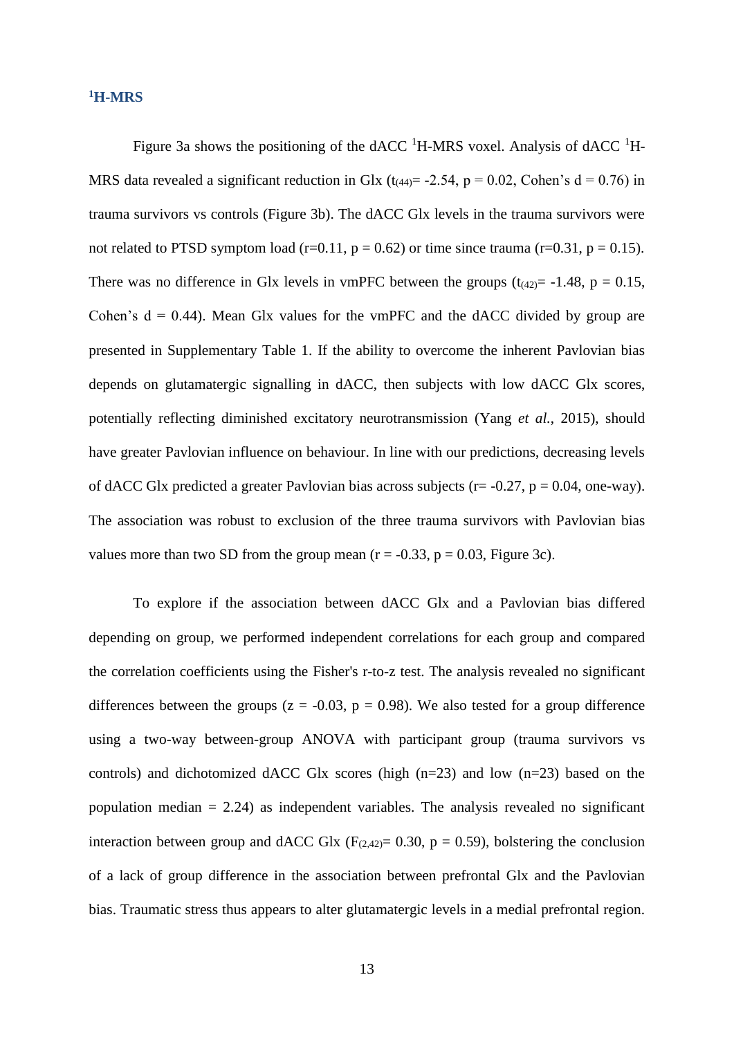## $^{1}$H-MRS

Figure 3a shows the positioning of the dACC $^{1}$H-MRS voxel. Analysis of dACC $^{1}$H-MRS data revealed a significant reduction in Glx ($t_{(44)}$= -2.54, p = 0.02, Cohen's d = 0.76) in trauma survivors vs controls (Figure 3b). The dACC Glx levels in the trauma survivors were not related to PTSD symptom load (r=0.11, p = 0.62) or time since trauma (r=0.31, p = 0.15). There was no difference in Glx levels in vmPFC between the groups ($t_{(42)}$= -1.48, p = 0.15, Cohen's d = 0.44). Mean Glx values for the vmPFC and the dACC divided by group are presented in Supplementary Table 1. If the ability to overcome the inherent Pavlovian bias depends on glutamatergic signalling in dACC, then subjects with low dACC Glx scores, potentially reflecting diminished excitatory neurotransmission (Yang *et al.*, 2015), should have greater Pavlovian influence on behaviour. In line with our predictions, decreasing levels of dACC Glx predicted a greater Pavlovian bias across subjects (r= -0.27, p = 0.04, one-way). The association was robust to exclusion of the three trauma survivors with Pavlovian bias values more than two SD from the group mean (r = -0.33, p = 0.03, Figure 3c).

To explore if the association between dACC Glx and a Pavlovian bias differed depending on group, we performed independent correlations for each group and compared the correlation coefficients using the Fisher's r-to-z test. The analysis revealed no significant differences between the groups (z = -0.03, p = 0.98). We also tested for a group difference using a two-way between-group ANOVA with participant group (trauma survivors vs controls) and dichotomized dACC Glx scores (high (n=23) and low (n=23) based on the population median = 2.24) as independent variables. The analysis revealed no significant interaction between group and dACC Glx ($F_{(2,42)}$= 0.30, p = 0.59), bolstering the conclusion of a lack of group difference in the association between prefrontal Glx and the Pavlovian bias. Traumatic stress thus appears to alter glutamatergic levels in a medial prefrontal region.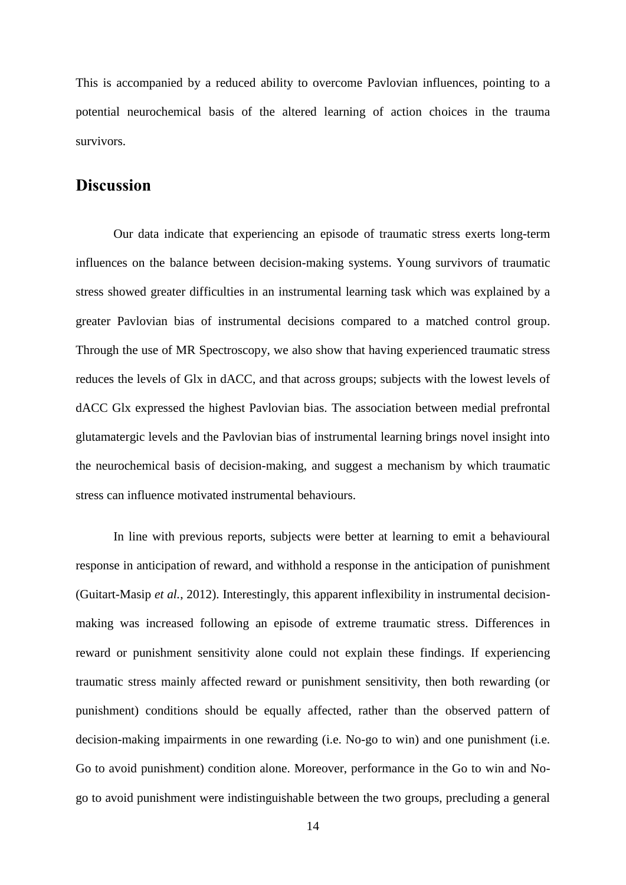This is accompanied by a reduced ability to overcome Pavlovian influences, pointing to a potential neurochemical basis of the altered learning of action choices in the trauma survivors.

## Discussion

Our data indicate that experiencing an episode of traumatic stress exerts long-term influences on the balance between decision-making systems. Young survivors of traumatic stress showed greater difficulties in an instrumental learning task which was explained by a greater Pavlovian bias of instrumental decisions compared to a matched control group. Through the use of MR Spectroscopy, we also show that having experienced traumatic stress reduces the levels of Glx in dACC, and that across groups; subjects with the lowest levels of dACC Glx expressed the highest Pavlovian bias. The association between medial prefrontal glutamatergic levels and the Pavlovian bias of instrumental learning brings novel insight into the neurochemical basis of decision-making, and suggest a mechanism by which traumatic stress can influence motivated instrumental behaviours.

In line with previous reports, subjects were better at learning to emit a behavioural response in anticipation of reward, and withhold a response in the anticipation of punishment (Guitart-Masip *et al.*, 2012). Interestingly, this apparent inflexibility in instrumental decision-making was increased following an episode of extreme traumatic stress. Differences in reward or punishment sensitivity alone could not explain these findings. If experiencing traumatic stress mainly affected reward or punishment sensitivity, then both rewarding (or punishment) conditions should be equally affected, rather than the observed pattern of decision-making impairments in one rewarding (i.e. No-go to win) and one punishment (i.e. Go to avoid punishment) condition alone. Moreover, performance in the Go to win and No-go to avoid punishment were indistinguishable between the two groups, precluding a general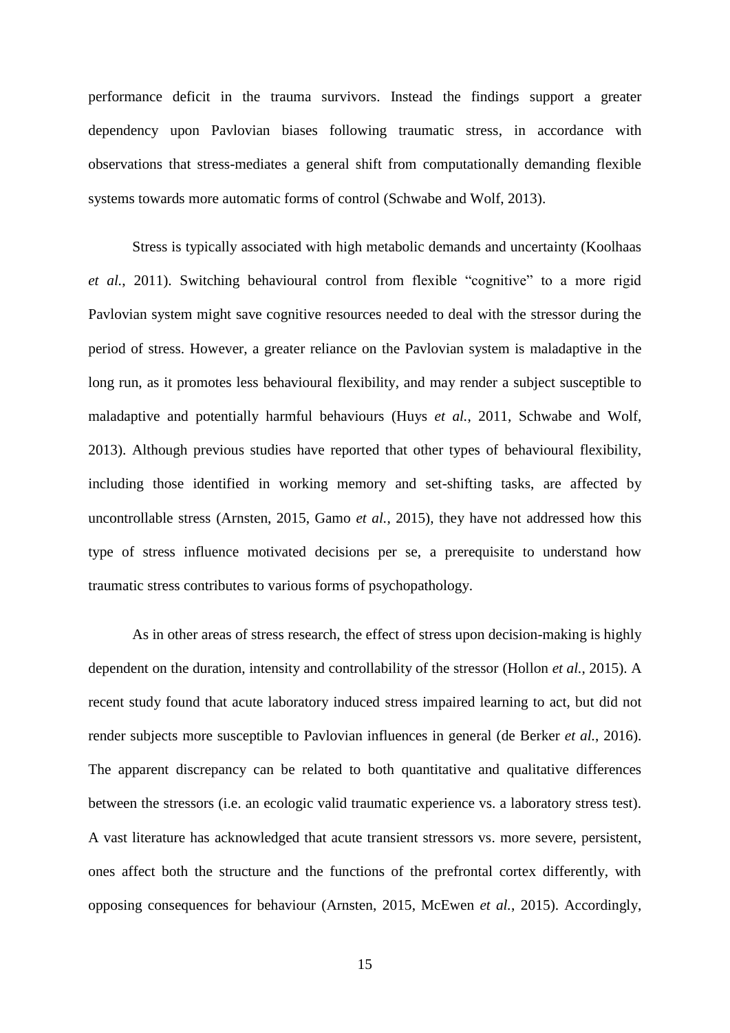performance deficit in the trauma survivors. Instead the findings support a greater dependency upon Pavlovian biases following traumatic stress, in accordance with observations that stress-mediates a general shift from computationally demanding flexible systems towards more automatic forms of control (Schwabe and Wolf, 2013).

Stress is typically associated with high metabolic demands and uncertainty (Koolhaas *et al.*, 2011). Switching behavioural control from flexible "cognitive" to a more rigid Pavlovian system might save cognitive resources needed to deal with the stressor during the period of stress. However, a greater reliance on the Pavlovian system is maladaptive in the long run, as it promotes less behavioural flexibility, and may render a subject susceptible to maladaptive and potentially harmful behaviours (Huys *et al.*, 2011, Schwabe and Wolf, 2013). Although previous studies have reported that other types of behavioural flexibility, including those identified in working memory and set-shifting tasks, are affected by uncontrollable stress (Arnsten, 2015, Gamo *et al.*, 2015), they have not addressed how this type of stress influence motivated decisions per se, a prerequisite to understand how traumatic stress contributes to various forms of psychopathology.

As in other areas of stress research, the effect of stress upon decision-making is highly dependent on the duration, intensity and controllability of the stressor (Hollon *et al.*, 2015). A recent study found that acute laboratory induced stress impaired learning to act, but did not render subjects more susceptible to Pavlovian influences in general (de Berker *et al.*, 2016). The apparent discrepancy can be related to both quantitative and qualitative differences between the stressors (i.e. an ecologic valid traumatic experience vs. a laboratory stress test). A vast literature has acknowledged that acute transient stressors vs. more severe, persistent, ones affect both the structure and the functions of the prefrontal cortex differently, with opposing consequences for behaviour (Arnsten, 2015, McEwen *et al.*, 2015). Accordingly,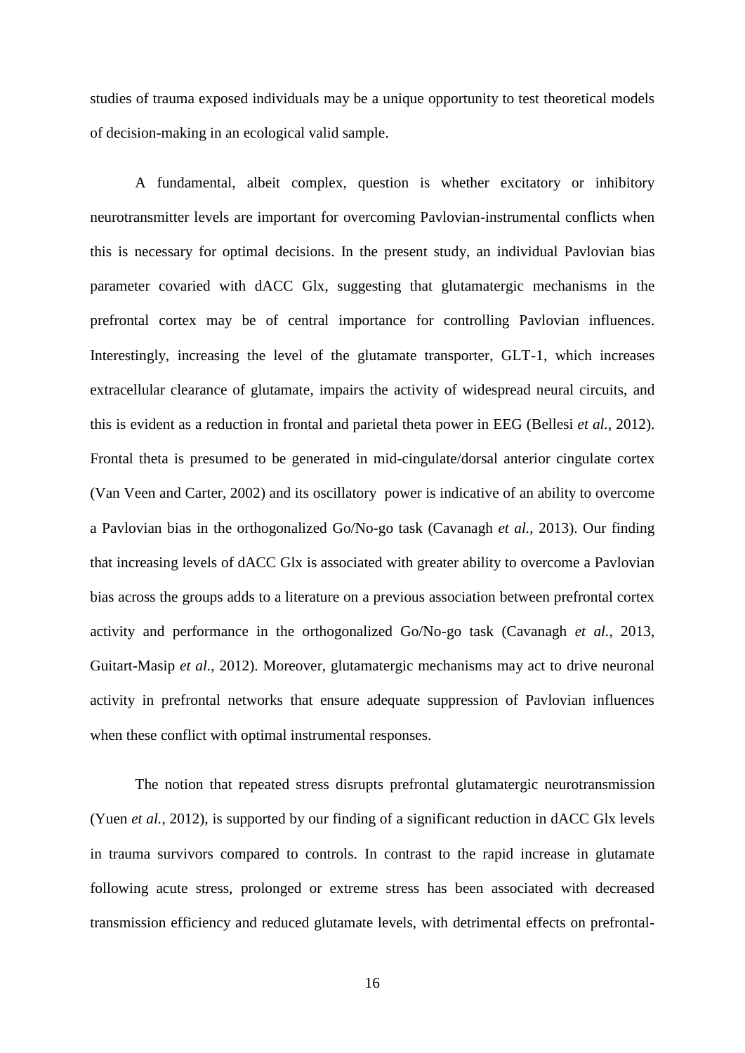studies of trauma exposed individuals may be a unique opportunity to test theoretical models of decision-making in an ecological valid sample.

A fundamental, albeit complex, question is whether excitatory or inhibitory neurotransmitter levels are important for overcoming Pavlovian-instrumental conflicts when this is necessary for optimal decisions. In the present study, an individual Pavlovian bias parameter covaried with dACC Glx, suggesting that glutamatergic mechanisms in the prefrontal cortex may be of central importance for controlling Pavlovian influences. Interestingly, increasing the level of the glutamate transporter, GLT-1, which increases extracellular clearance of glutamate, impairs the activity of widespread neural circuits, and this is evident as a reduction in frontal and parietal theta power in EEG (Bellesi *et al.*, 2012). Frontal theta is presumed to be generated in mid-cingulate/dorsal anterior cingulate cortex (Van Veen and Carter, 2002) and its oscillatory power is indicative of an ability to overcome a Pavlovian bias in the orthogonalized Go/No-go task (Cavanagh *et al.*, 2013). Our finding that increasing levels of dACC Glx is associated with greater ability to overcome a Pavlovian bias across the groups adds to a literature on a previous association between prefrontal cortex activity and performance in the orthogonalized Go/No-go task (Cavanagh *et al.*, 2013, Guitart-Masip *et al.*, 2012). Moreover, glutamatergic mechanisms may act to drive neuronal activity in prefrontal networks that ensure adequate suppression of Pavlovian influences when these conflict with optimal instrumental responses.

The notion that repeated stress disrupts prefrontal glutamatergic neurotransmission (Yuen *et al.*, 2012), is supported by our finding of a significant reduction in dACC Glx levels in trauma survivors compared to controls. In contrast to the rapid increase in glutamate following acute stress, prolonged or extreme stress has been associated with decreased transmission efficiency and reduced glutamate levels, with detrimental effects on prefrontal-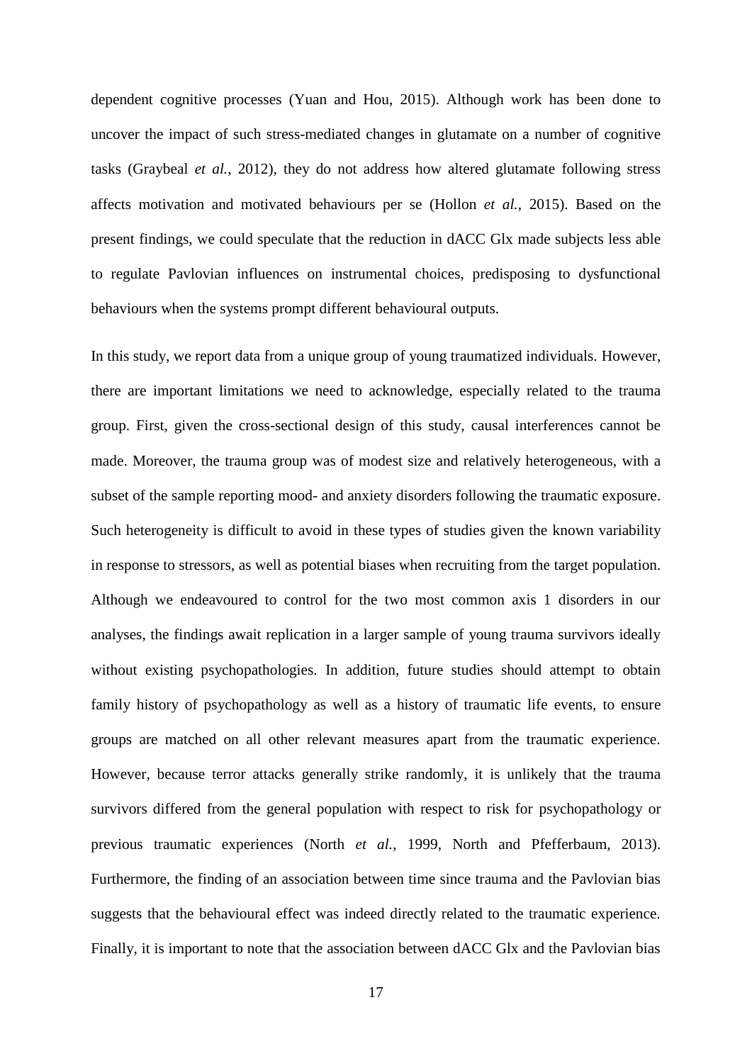dependent cognitive processes (Yuan and Hou, 2015). Although work has been done to uncover the impact of such stress-mediated changes in glutamate on a number of cognitive tasks (Graybeal *et al.*, 2012), they do not address how altered glutamate following stress affects motivation and motivated behaviours per se (Hollon *et al.*, 2015). Based on the present findings, we could speculate that the reduction in dACC Glx made subjects less able to regulate Pavlovian influences on instrumental choices, predisposing to dysfunctional behaviours when the systems prompt different behavioural outputs.

In this study, we report data from a unique group of young traumatized individuals. However, there are important limitations we need to acknowledge, especially related to the trauma group. First, given the cross-sectional design of this study, causal interferences cannot be made. Moreover, the trauma group was of modest size and relatively heterogeneous, with a subset of the sample reporting mood- and anxiety disorders following the traumatic exposure. Such heterogeneity is difficult to avoid in these types of studies given the known variability in response to stressors, as well as potential biases when recruiting from the target population. Although we endeavoured to control for the two most common axis 1 disorders in our analyses, the findings await replication in a larger sample of young trauma survivors ideally without existing psychopathologies. In addition, future studies should attempt to obtain family history of psychopathology as well as a history of traumatic life events, to ensure groups are matched on all other relevant measures apart from the traumatic experience. However, because terror attacks generally strike randomly, it is unlikely that the trauma survivors differed from the general population with respect to risk for psychopathology or previous traumatic experiences (North *et al.*, 1999, North and Pfefferbaum, 2013). Furthermore, the finding of an association between time since trauma and the Pavlovian bias suggests that the behavioural effect was indeed directly related to the traumatic experience. Finally, it is important to note that the association between dACC Glx and the Pavlovian bias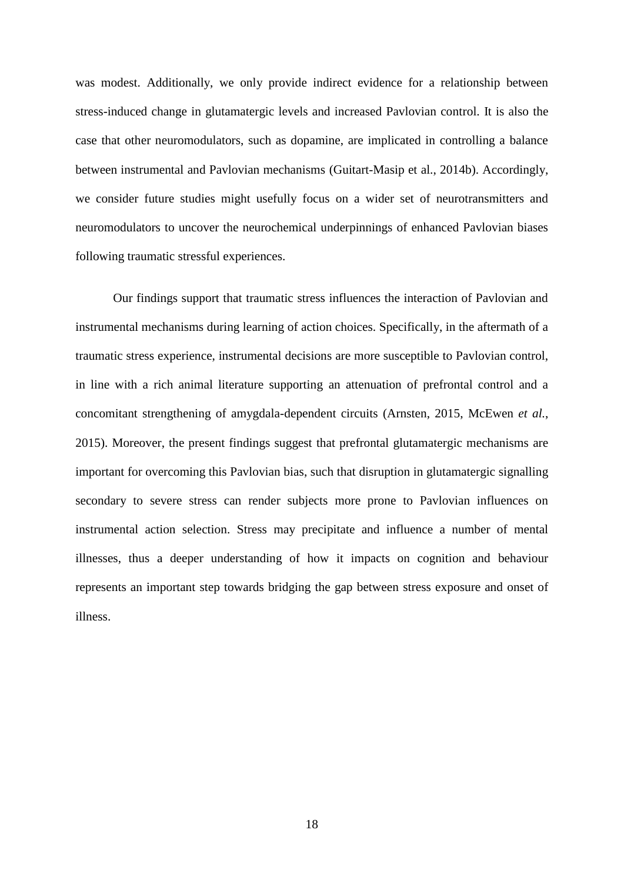was modest. Additionally, we only provide indirect evidence for a relationship between stress-induced change in glutamatergic levels and increased Pavlovian control. It is also the case that other neuromodulators, such as dopamine, are implicated in controlling a balance between instrumental and Pavlovian mechanisms (Guitart-Masip et al., 2014b). Accordingly, we consider future studies might usefully focus on a wider set of neurotransmitters and neuromodulators to uncover the neurochemical underpinnings of enhanced Pavlovian biases following traumatic stressful experiences.

Our findings support that traumatic stress influences the interaction of Pavlovian and instrumental mechanisms during learning of action choices. Specifically, in the aftermath of a traumatic stress experience, instrumental decisions are more susceptible to Pavlovian control, in line with a rich animal literature supporting an attenuation of prefrontal control and a concomitant strengthening of amygdala-dependent circuits (Arnsten, 2015, McEwen *et al.*, 2015). Moreover, the present findings suggest that prefrontal glutamatergic mechanisms are important for overcoming this Pavlovian bias, such that disruption in glutamatergic signalling secondary to severe stress can render subjects more prone to Pavlovian influences on instrumental action selection. Stress may precipitate and influence a number of mental illnesses, thus a deeper understanding of how it impacts on cognition and behaviour represents an important step towards bridging the gap between stress exposure and onset of illness.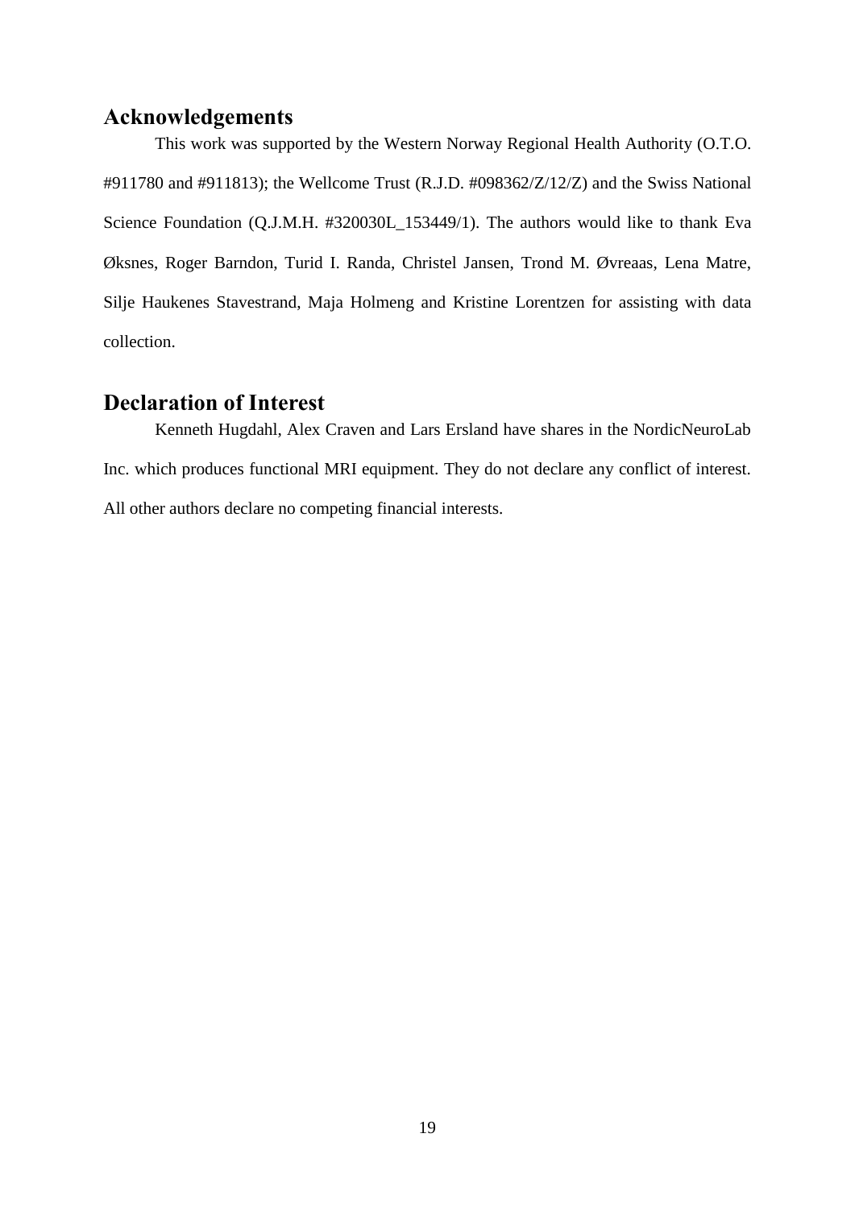## Acknowledgements

This work was supported by the Western Norway Regional Health Authority (O.T.O. #911780 and #911813); the Wellcome Trust (R.J.D. #098362/Z/12/Z) and the Swiss National Science Foundation (Q.J.M.H. #320030L_153449/1). The authors would like to thank Eva Øksnes, Roger Barndon, Turid I. Randa, Christel Jansen, Trond M. Øvreaas, Lena Matre, Silje Haukenes Stavestrand, Maja Holmeng and Kristine Lorentzen for assisting with data collection.

## Declaration of Interest

Kenneth Hugdahl, Alex Craven and Lars Ersland have shares in the NordicNeuroLab Inc. which produces functional MRI equipment. They do not declare any conflict of interest. All other authors declare no competing financial interests.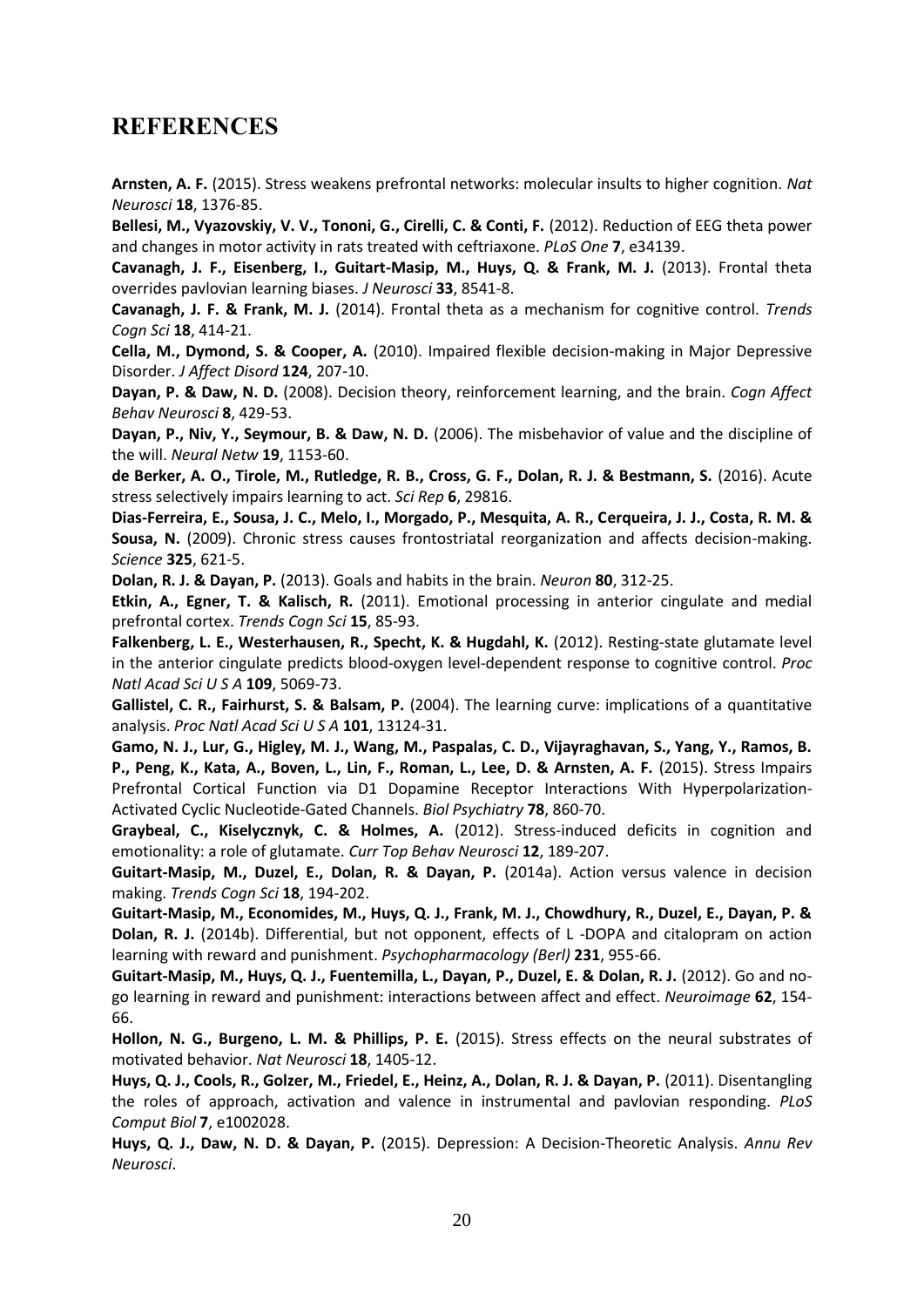# REFERENCES

**Arnsten, A. F.** (2015). Stress weakens prefrontal networks: molecular insults to higher cognition. *Nat Neurosci* **18**, 1376-85.

**Bellesi, M., Vyazovskiy, V. V., Tononi, G., Cirelli, C. & Conti, F.** (2012). Reduction of EEG theta power and changes in motor activity in rats treated with ceftriaxone. *PLoS One* **7**, e34139.

**Cavanagh, J. F., Eisenberg, I., Guitart-Masip, M., Huys, Q. & Frank, M. J.** (2013). Frontal theta overrides pavlovian learning biases. *J Neurosci* **33**, 8541-8.

**Cavanagh, J. F. & Frank, M. J.** (2014). Frontal theta as a mechanism for cognitive control. *Trends Cogn Sci* **18**, 414-21.

**Cella, M., Dymond, S. & Cooper, A.** (2010). Impaired flexible decision-making in Major Depressive Disorder. *J Affect Disord* **124**, 207-10.

**Dayan, P. & Daw, N. D.** (2008). Decision theory, reinforcement learning, and the brain. *Cogn Affect Behav Neurosci* **8**, 429-53.

**Dayan, P., Niv, Y., Seymour, B. & Daw, N. D.** (2006). The misbehavior of value and the discipline of the will. *Neural Netw* **19**, 1153-60.

**de Berker, A. O., Tirole, M., Rutledge, R. B., Cross, G. F., Dolan, R. J. & Bestmann, S.** (2016). Acute stress selectively impairs learning to act. *Sci Rep* **6**, 29816.

**Dias-Ferreira, E., Sousa, J. C., Melo, I., Morgado, P., Mesquita, A. R., Cerqueira, J. J., Costa, R. M. & Sousa, N.** (2009). Chronic stress causes frontostriatal reorganization and affects decision-making. *Science* **325**, 621-5.

**Dolan, R. J. & Dayan, P.** (2013). Goals and habits in the brain. *Neuron* **80**, 312-25.

**Etkin, A., Egner, T. & Kalisch, R.** (2011). Emotional processing in anterior cingulate and medial prefrontal cortex. *Trends Cogn Sci* **15**, 85-93.

**Falkenberg, L. E., Westerhausen, R., Specht, K. & Hugdahl, K.** (2012). Resting-state glutamate level in the anterior cingulate predicts blood-oxygen level-dependent response to cognitive control. *Proc Natl Acad Sci U S A* **109**, 5069-73.

**Gallistel, C. R., Fairhurst, S. & Balsam, P.** (2004). The learning curve: implications of a quantitative analysis. *Proc Natl Acad Sci U S A* **101**, 13124-31.

**Gamo, N. J., Lur, G., Higley, M. J., Wang, M., Paspalas, C. D., Vijayraghavan, S., Yang, Y., Ramos, B. P., Peng, K., Kata, A., Boven, L., Lin, F., Roman, L., Lee, D. & Arnsten, A. F.** (2015). Stress Impairs Prefrontal Cortical Function via D1 Dopamine Receptor Interactions With Hyperpolarization-Activated Cyclic Nucleotide-Gated Channels. *Biol Psychiatry* **78**, 860-70.

**Graybeal, C., Kiselycznyk, C. & Holmes, A.** (2012). Stress-induced deficits in cognition and emotionality: a role of glutamate. *Curr Top Behav Neurosci* **12**, 189-207.

**Guitart-Masip, M., Duzel, E., Dolan, R. & Dayan, P.** (2014a). Action versus valence in decision making. *Trends Cogn Sci* **18**, 194-202.

**Guitart-Masip, M., Economides, M., Huys, Q. J., Frank, M. J., Chowdhury, R., Duzel, E., Dayan, P. & Dolan, R. J.** (2014b). Differential, but not opponent, effects of L -DOPA and citalopram on action learning with reward and punishment. *Psychopharmacology (Berl)* **231**, 955-66.

**Guitart-Masip, M., Huys, Q. J., Fuentemilla, L., Dayan, P., Duzel, E. & Dolan, R. J.** (2012). Go and no-go learning in reward and punishment: interactions between affect and effect. *Neuroimage* **62**, 154-66.

**Hollon, N. G., Burgeno, L. M. & Phillips, P. E.** (2015). Stress effects on the neural substrates of motivated behavior. *Nat Neurosci* **18**, 1405-12.

**Huys, Q. J., Cools, R., Golzer, M., Friedel, E., Heinz, A., Dolan, R. J. & Dayan, P.** (2011). Disentangling the roles of approach, activation and valence in instrumental and pavlovian responding. *PLoS Comput Biol* **7**, e1002028.

**Huys, Q. J., Daw, N. D. & Dayan, P.** (2015). Depression: A Decision-Theoretic Analysis. *Annu Rev Neurosci*.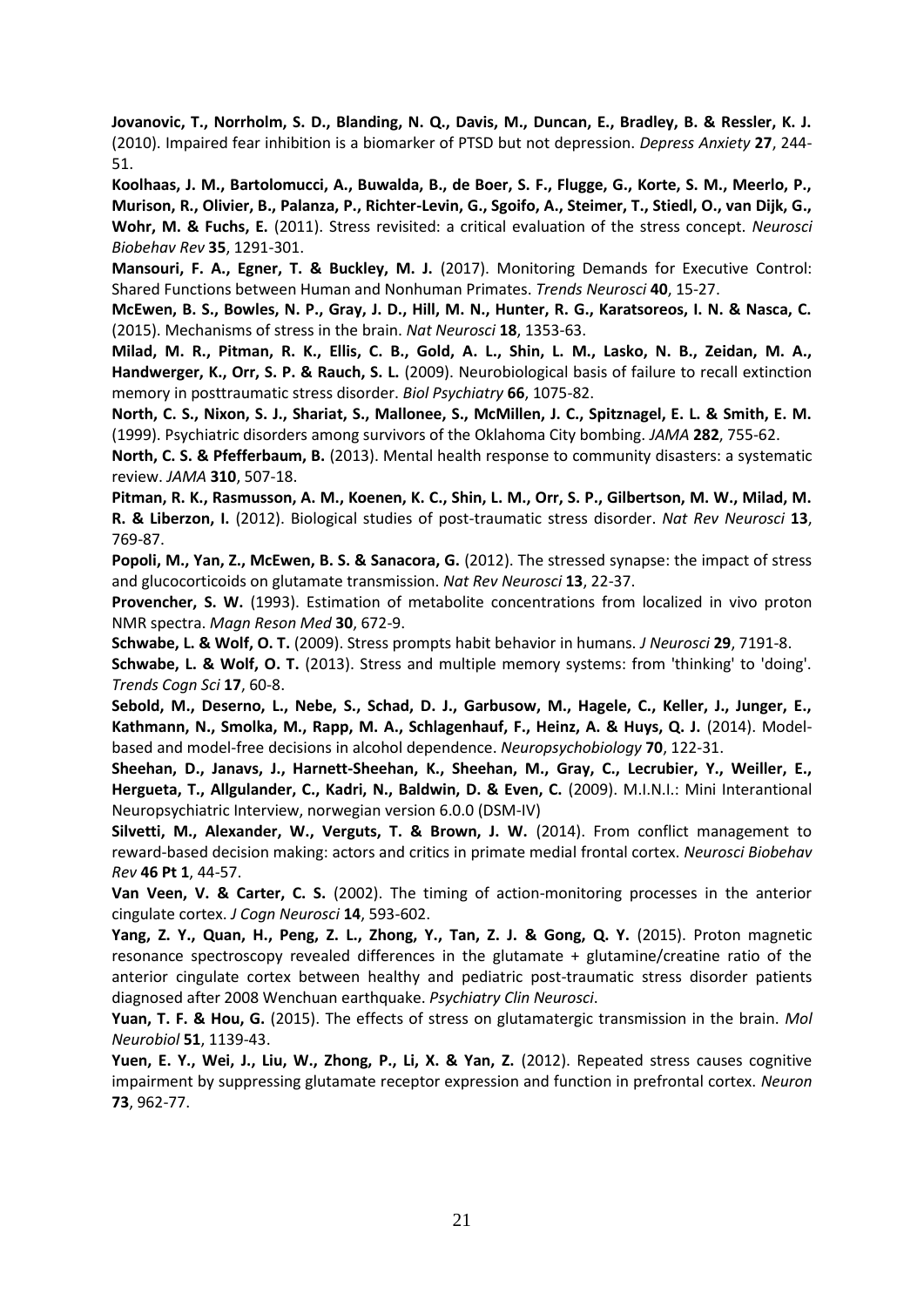**Jovanovic, T., Norrholm, S. D., Blanding, N. Q., Davis, M., Duncan, E., Bradley, B. & Ressler, K. J.** (2010). Impaired fear inhibition is a biomarker of PTSD but not depression. *Depress Anxiety* **27**, 244-51.

**Koolhaas, J. M., Bartolomucci, A., Buwalda, B., de Boer, S. F., Flugge, G., Korte, S. M., Meerlo, P., Murison, R., Olivier, B., Palanza, P., Richter-Levin, G., Sgoifo, A., Steimer, T., Stiedl, O., van Dijk, G., Wohr, M. & Fuchs, E.** (2011). Stress revisited: a critical evaluation of the stress concept. *Neurosci Biobehav Rev* **35**, 1291-301.

**Mansouri, F. A., Egner, T. & Buckley, M. J.** (2017). Monitoring Demands for Executive Control: Shared Functions between Human and Nonhuman Primates. *Trends Neurosci* **40**, 15-27.

**McEwen, B. S., Bowles, N. P., Gray, J. D., Hill, M. N., Hunter, R. G., Karatsoreos, I. N. & Nasca, C.** (2015). Mechanisms of stress in the brain. *Nat Neurosci* **18**, 1353-63.

**Milad, M. R., Pitman, R. K., Ellis, C. B., Gold, A. L., Shin, L. M., Lasko, N. B., Zeidan, M. A., Handwerger, K., Orr, S. P. & Rauch, S. L.** (2009). Neurobiological basis of failure to recall extinction memory in posttraumatic stress disorder. *Biol Psychiatry* **66**, 1075-82.

**North, C. S., Nixon, S. J., Shariat, S., Mallonee, S., McMillen, J. C., Spitznagel, E. L. & Smith, E. M.** (1999). Psychiatric disorders among survivors of the Oklahoma City bombing. *JAMA* **282**, 755-62.

**North, C. S. & Pfefferbaum, B.** (2013). Mental health response to community disasters: a systematic review. *JAMA* **310**, 507-18.

**Pitman, R. K., Rasmusson, A. M., Koenen, K. C., Shin, L. M., Orr, S. P., Gilbertson, M. W., Milad, M. R. & Liberzon, I.** (2012). Biological studies of post-traumatic stress disorder. *Nat Rev Neurosci* **13**, 769-87.

**Popoli, M., Yan, Z., McEwen, B. S. & Sanacora, G.** (2012). The stressed synapse: the impact of stress and glucocorticoids on glutamate transmission. *Nat Rev Neurosci* **13**, 22-37.

**Provencher, S. W.** (1993). Estimation of metabolite concentrations from localized in vivo proton NMR spectra. *Magn Reson Med* **30**, 672-9.

**Schwabe, L. & Wolf, O. T.** (2009). Stress prompts habit behavior in humans. *J Neurosci* **29**, 7191-8.

**Schwabe, L. & Wolf, O. T.** (2013). Stress and multiple memory systems: from 'thinking' to 'doing'. *Trends Cogn Sci* **17**, 60-8.

**Sebold, M., Deserno, L., Nebe, S., Schad, D. J., Garbusow, M., Hagele, C., Keller, J., Junger, E., Kathmann, N., Smolka, M., Rapp, M. A., Schlagenhauf, F., Heinz, A. & Huys, Q. J.** (2014). Model-based and model-free decisions in alcohol dependence. *Neuropsychobiology* **70**, 122-31.

**Sheehan, D., Janavs, J., Harnett-Sheehan, K., Sheehan, M., Gray, C., Lecrubier, Y., Weiller, E., Hergueta, T., Allgulander, C., Kadri, N., Baldwin, D. & Even, C.** (2009). M.I.N.I.: Mini Interantional Neuropsychiatric Interview, norwegian version 6.0.0 (DSM-IV)

**Silvetti, M., Alexander, W., Verguts, T. & Brown, J. W.** (2014). From conflict management to reward-based decision making: actors and critics in primate medial frontal cortex. *Neurosci Biobehav Rev* **46 Pt 1**, 44-57.

**Van Veen, V. & Carter, C. S.** (2002). The timing of action-monitoring processes in the anterior cingulate cortex. *J Cogn Neurosci* **14**, 593-602.

**Yang, Z. Y., Quan, H., Peng, Z. L., Zhong, Y., Tan, Z. J. & Gong, Q. Y.** (2015). Proton magnetic resonance spectroscopy revealed differences in the glutamate + glutamine/creatine ratio of the anterior cingulate cortex between healthy and pediatric post-traumatic stress disorder patients diagnosed after 2008 Wenchuan earthquake. *Psychiatry Clin Neurosci*.

**Yuan, T. F. & Hou, G.** (2015). The effects of stress on glutamatergic transmission in the brain. *Mol Neurobiol* **51**, 1139-43.

**Yuen, E. Y., Wei, J., Liu, W., Zhong, P., Li, X. & Yan, Z.** (2012). Repeated stress causes cognitive impairment by suppressing glutamate receptor expression and function in prefrontal cortex. *Neuron* **73**, 962-77.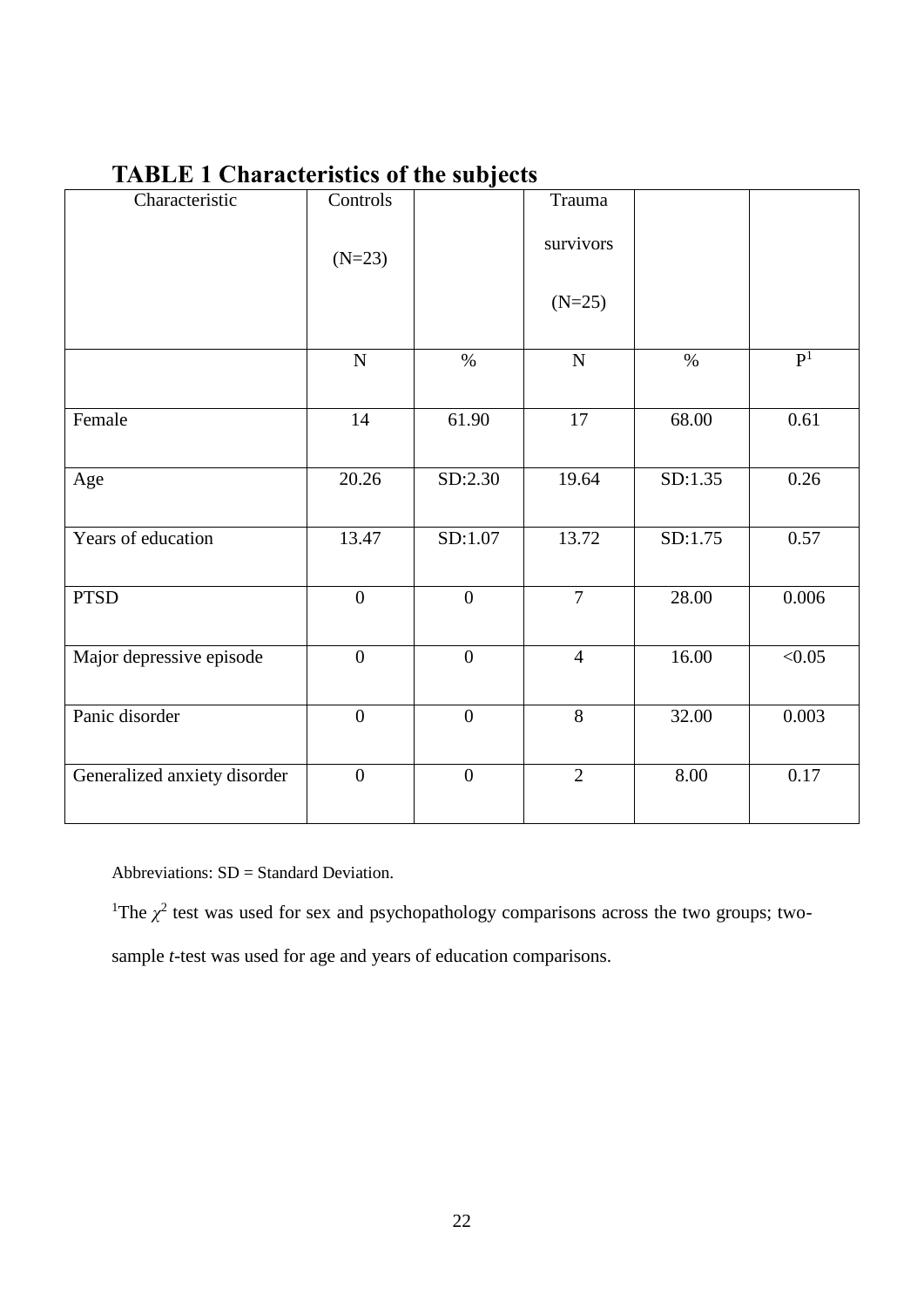**TABLE 1 Characteristics of the subjects**

| Characteristic | Controls (N=23) | | Trauma survivors (N=25) | | |
|---|---|---|---|---|---|
| | N | % | N | % | P[1] |
| Female | 14 | 61.90 | 17 | 68.00 | 0.61 |
| Age | 20.26 | SD:2.30 | 19.64 | SD:1.35 | 0.26 |
| Years of education | 13.47 | SD:1.07 | 13.72 | SD:1.75 | 0.57 |
| PTSD | 0 | 0 | 7 | 28.00 | 0.006 |
| Major depressive episode | 0 | 0 | 4 | 16.00 | <0.05 |
| Panic disorder | 0 | 0 | 8 | 32.00 | 0.003 |
| Generalized anxiety disorder | 0 | 0 | 2 | 8.00 | 0.17 |

Abbreviations: SD = Standard Deviation.

[1]The $\chi^2$ test was used for sex and psychopathology comparisons across the two groups; two-sample *t*-test was used for age and years of education comparisons.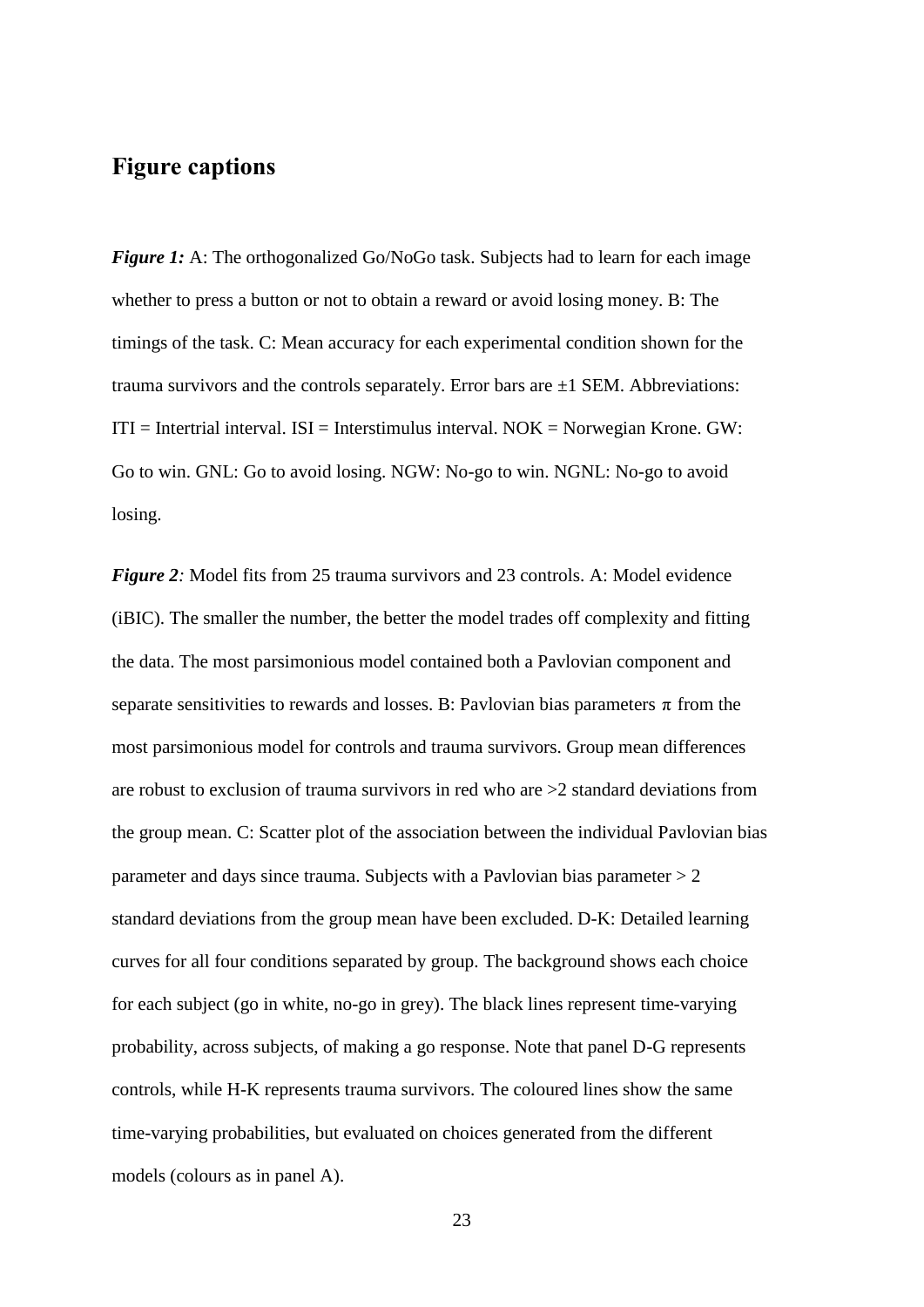## Figure captions

***Figure 1:*** A: The orthogonalized Go/NoGo task. Subjects had to learn for each image whether to press a button or not to obtain a reward or avoid losing money. B: The timings of the task. C: Mean accuracy for each experimental condition shown for the trauma survivors and the controls separately. Error bars are ±1 SEM. Abbreviations: ITI = Intertrial interval. ISI = Interstimulus interval. NOK = Norwegian Krone. GW: Go to win. GNL: Go to avoid losing. NGW: No-go to win. NGNL: No-go to avoid losing.

***Figure 2**:* Model fits from 25 trauma survivors and 23 controls. A: Model evidence (iBIC). The smaller the number, the better the model trades off complexity and fitting the data. The most parsimonious model contained both a Pavlovian component and separate sensitivities to rewards and losses. B: Pavlovian bias parameters $\pi$ from the most parsimonious model for controls and trauma survivors. Group mean differences are robust to exclusion of trauma survivors in red who are >2 standard deviations from the group mean. C: Scatter plot of the association between the individual Pavlovian bias parameter and days since trauma. Subjects with a Pavlovian bias parameter > 2 standard deviations from the group mean have been excluded. D-K: Detailed learning curves for all four conditions separated by group. The background shows each choice for each subject (go in white, no-go in grey). The black lines represent time-varying probability, across subjects, of making a go response. Note that panel D-G represents controls, while H-K represents trauma survivors. The coloured lines show the same time-varying probabilities, but evaluated on choices generated from the different models (colours as in panel A).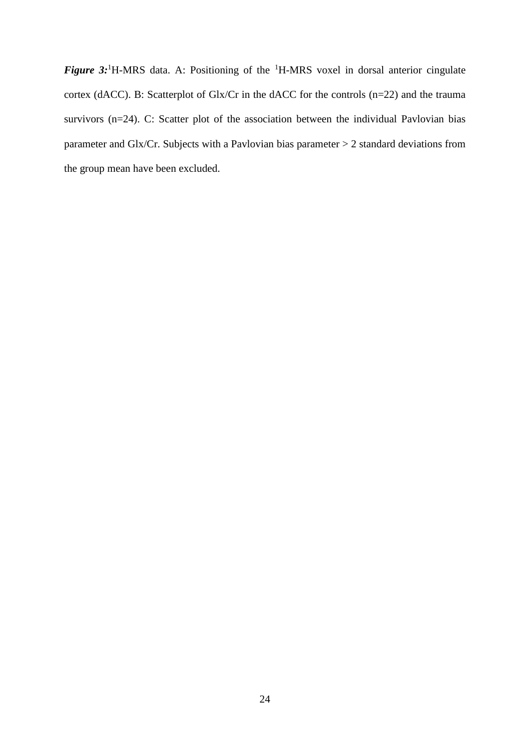***Figure 3:*** $^{1}$H-MRS data. A: Positioning of the $^{1}$H-MRS voxel in dorsal anterior cingulate cortex (dACC). B: Scatterplot of Glx/Cr in the dACC for the controls (n=22) and the trauma survivors (n=24). C: Scatter plot of the association between the individual Pavlovian bias parameter and Glx/Cr. Subjects with a Pavlovian bias parameter > 2 standard deviations from the group mean have been excluded.